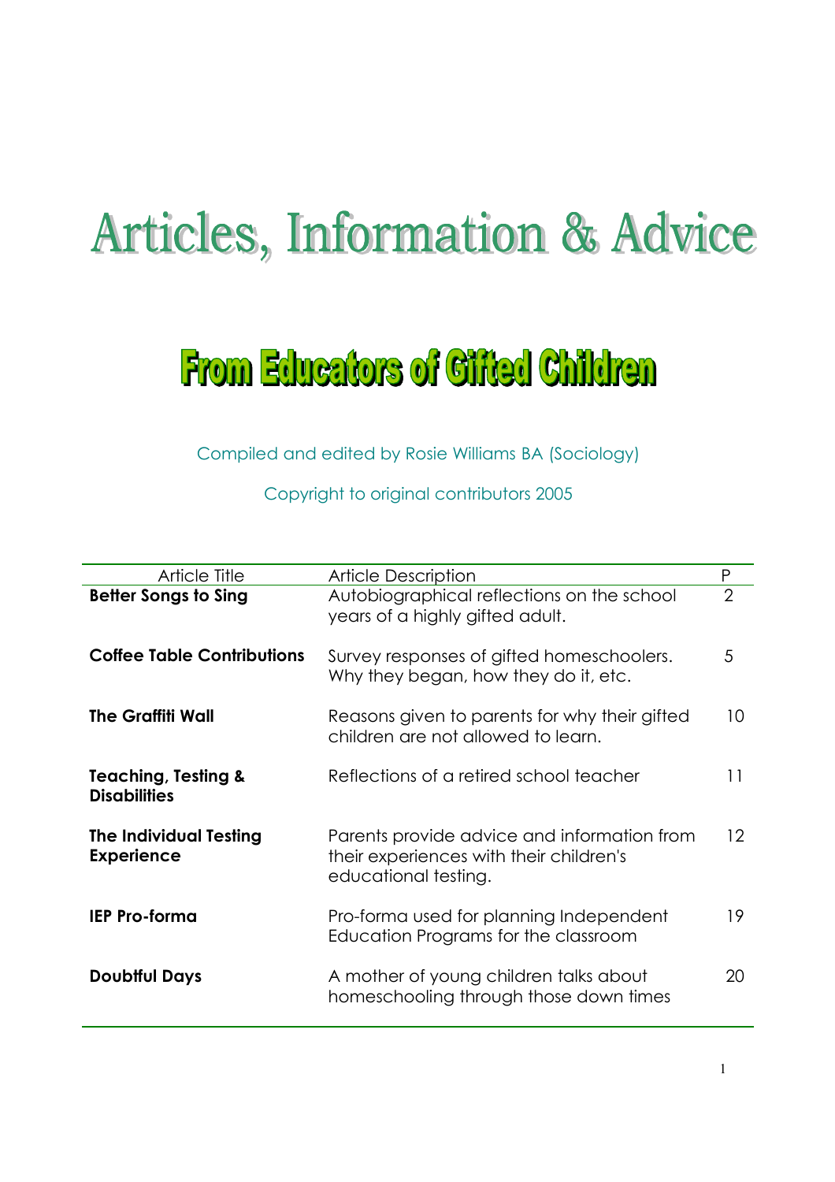# Articles, Information & Advice

## From Educators of Gifted Children

Compiled and edited by Rosie Williams BA (Sociology)

Copyright to original contributors 2005

| Article Title | Article Description | P |
|---|---|---|
| **Better Songs to Sing** | Autobiographical reflections on the school years of a highly gifted adult. | 2 |
| **Coffee Table Contributions** | Survey responses of gifted homeschoolers. Why they began, how they do it, etc. | 5 |
| **The Graffiti Wall** | Reasons given to parents for why their gifted children are not allowed to learn. | 10 |
| **Teaching, Testing & Disabilities** | Reflections of a retired school teacher | 11 |
| **The Individual Testing Experience** | Parents provide advice and information from their experiences with their children's educational testing. | 12 |
| **IEP Pro-forma** | Pro-forma used for planning Independent Education Programs for the classroom | 19 |
| **Doubtful Days** | A mother of young children talks about homeschooling through those down times | 20 |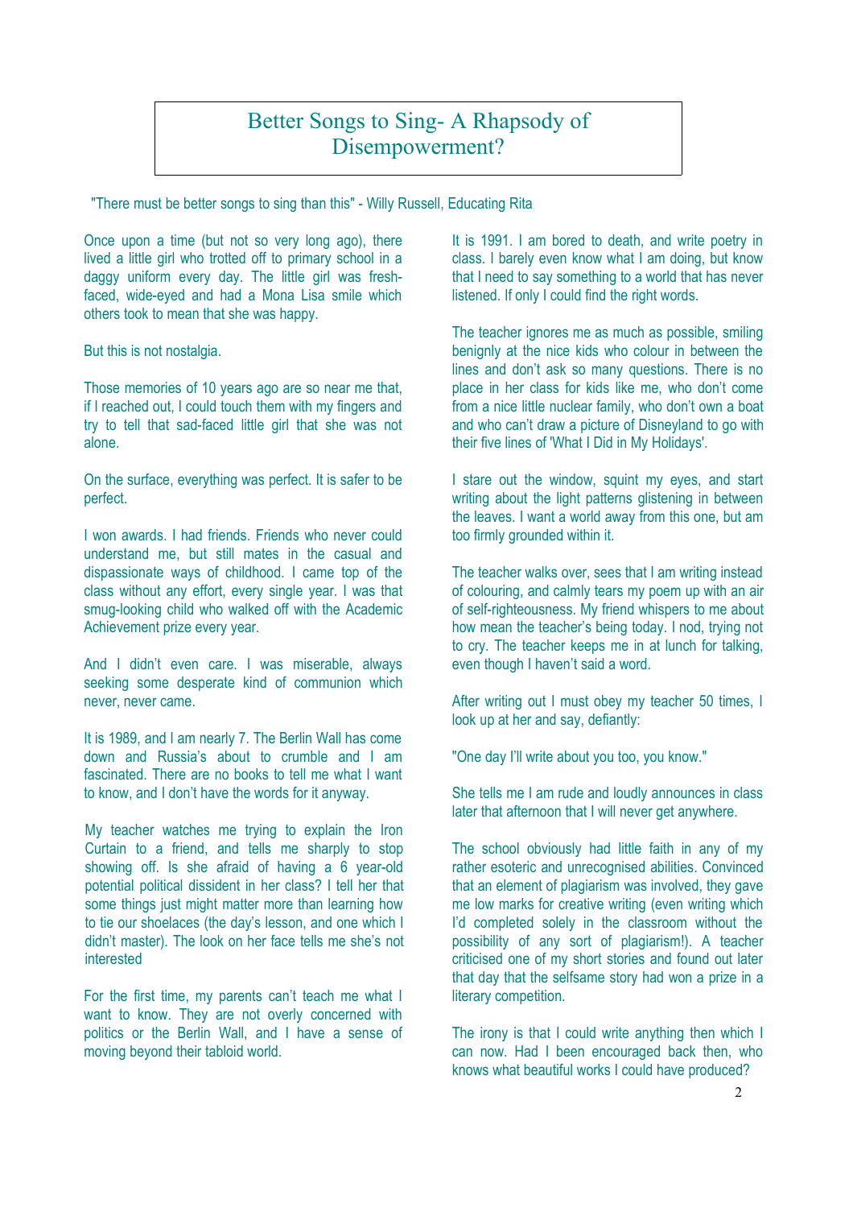# Better Songs to Sing- A Rhapsody of Disempowerment?

"There must be better songs to sing than this" - Willy Russell, Educating Rita

Once upon a time (but not so very long ago), there lived a little girl who trotted off to primary school in a daggy uniform every day. The little girl was fresh-faced, wide-eyed and had a Mona Lisa smile which others took to mean that she was happy.

But this is not nostalgia.

Those memories of 10 years ago are so near me that, if I reached out, I could touch them with my fingers and try to tell that sad-faced little girl that she was not alone.

On the surface, everything was perfect. It is safer to be perfect.

I won awards. I had friends. Friends who never could understand me, but still mates in the casual and dispassionate ways of childhood. I came top of the class without any effort, every single year. I was that smug-looking child who walked off with the Academic Achievement prize every year.

And I didn't even care. I was miserable, always seeking some desperate kind of communion which never, never came.

It is 1989, and I am nearly 7. The Berlin Wall has come down and Russia's about to crumble and I am fascinated. There are no books to tell me what I want to know, and I don't have the words for it anyway.

My teacher watches me trying to explain the Iron Curtain to a friend, and tells me sharply to stop showing off. Is she afraid of having a 6 year-old potential political dissident in her class? I tell her that some things just might matter more than learning how to tie our shoelaces (the day's lesson, and one which I didn't master). The look on her face tells me she's not interested

For the first time, my parents can't teach me what I want to know. They are not overly concerned with politics or the Berlin Wall, and I have a sense of moving beyond their tabloid world.

It is 1991. I am bored to death, and write poetry in class. I barely even know what I am doing, but know that I need to say something to a world that has never listened. If only I could find the right words.

The teacher ignores me as much as possible, smiling benignly at the nice kids who colour in between the lines and don't ask so many questions. There is no place in her class for kids like me, who don't come from a nice little nuclear family, who don't own a boat and who can't draw a picture of Disneyland to go with their five lines of 'What I Did in My Holidays'.

I stare out the window, squint my eyes, and start writing about the light patterns glistening in between the leaves. I want a world away from this one, but am too firmly grounded within it.

The teacher walks over, sees that I am writing instead of colouring, and calmly tears my poem up with an air of self-righteousness. My friend whispers to me about how mean the teacher's being today. I nod, trying not to cry. The teacher keeps me in at lunch for talking, even though I haven't said a word.

After writing out I must obey my teacher 50 times, I look up at her and say, defiantly:

"One day I'll write about you too, you know."

She tells me I am rude and loudly announces in class later that afternoon that I will never get anywhere.

The school obviously had little faith in any of my rather esoteric and unrecognised abilities. Convinced that an element of plagiarism was involved, they gave me low marks for creative writing (even writing which I'd completed solely in the classroom without the possibility of any sort of plagiarism!). A teacher criticised one of my short stories and found out later that day that the selfsame story had won a prize in a literary competition.

The irony is that I could write anything then which I can now. Had I been encouraged back then, who knows what beautiful works I could have produced?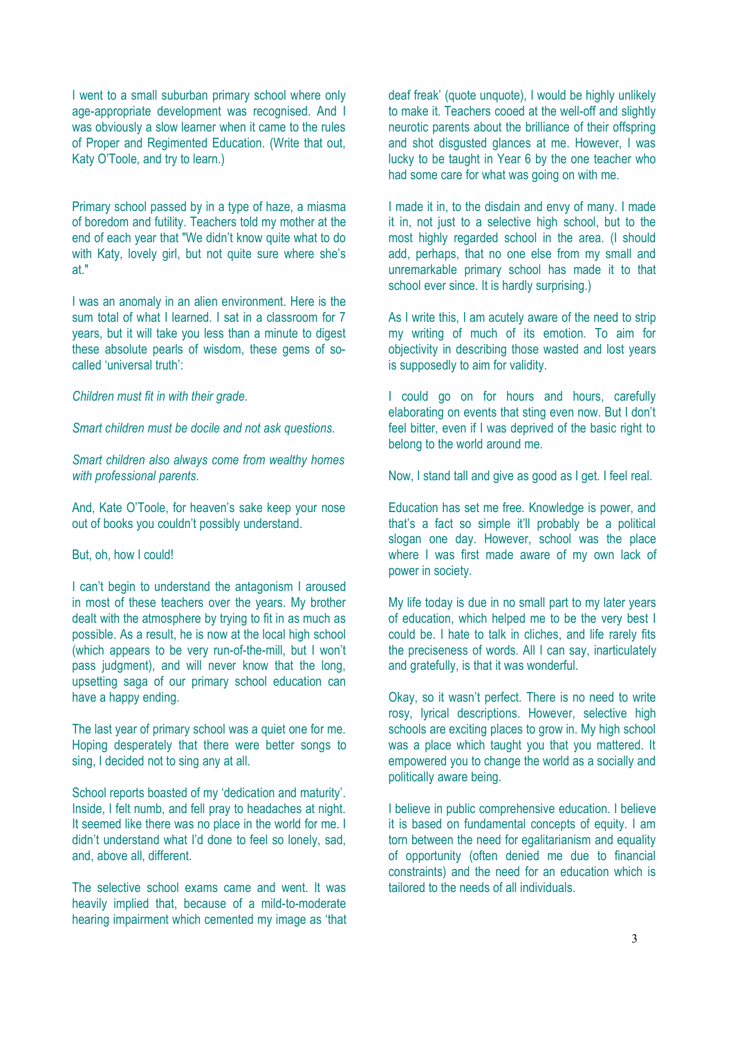I went to a small suburban primary school where only age-appropriate development was recognised. And I was obviously a slow learner when it came to the rules of Proper and Regimented Education. (Write that out, Katy O'Toole, and try to learn.)

Primary school passed by in a type of haze, a miasma of boredom and futility. Teachers told my mother at the end of each year that "We didn't know quite what to do with Katy, lovely girl, but not quite sure where she's at."

I was an anomaly in an alien environment. Here is the sum total of what I learned. I sat in a classroom for 7 years, but it will take you less than a minute to digest these absolute pearls of wisdom, these gems of so-called 'universal truth':

*Children must fit in with their grade.*

*Smart children must be docile and not ask questions.*

*Smart children also always come from wealthy homes with professional parents.*

And, Kate O'Toole, for heaven's sake keep your nose out of books you couldn't possibly understand.

But, oh, how I could!

I can't begin to understand the antagonism I aroused in most of these teachers over the years. My brother dealt with the atmosphere by trying to fit in as much as possible. As a result, he is now at the local high school (which appears to be very run-of-the-mill, but I won't pass judgment), and will never know that the long, upsetting saga of our primary school education can have a happy ending.

The last year of primary school was a quiet one for me. Hoping desperately that there were better songs to sing, I decided not to sing any at all.

School reports boasted of my 'dedication and maturity'. Inside, I felt numb, and fell pray to headaches at night. It seemed like there was no place in the world for me. I didn't understand what I'd done to feel so lonely, sad, and, above all, different.

The selective school exams came and went. It was heavily implied that, because of a mild-to-moderate hearing impairment which cemented my image as 'that deaf freak' (quote unquote), I would be highly unlikely to make it. Teachers cooed at the well-off and slightly neurotic parents about the brilliance of their offspring and shot disgusted glances at me. However, I was lucky to be taught in Year 6 by the one teacher who had some care for what was going on with me.

I made it in, to the disdain and envy of many. I made it in, not just to a selective high school, but to the most highly regarded school in the area. (I should add, perhaps, that no one else from my small and unremarkable primary school has made it to that school ever since. It is hardly surprising.)

As I write this, I am acutely aware of the need to strip my writing of much of its emotion. To aim for objectivity in describing those wasted and lost years is supposedly to aim for validity.

I could go on for hours and hours, carefully elaborating on events that sting even now. But I don't feel bitter, even if I was deprived of the basic right to belong to the world around me.

Now, I stand tall and give as good as I get. I feel real.

Education has set me free. Knowledge is power, and that's a fact so simple it'll probably be a political slogan one day. However, school was the place where I was first made aware of my own lack of power in society.

My life today is due in no small part to my later years of education, which helped me to be the very best I could be. I hate to talk in cliches, and life rarely fits the preciseness of words. All I can say, inarticulately and gratefully, is that it was wonderful.

Okay, so it wasn't perfect. There is no need to write rosy, lyrical descriptions. However, selective high schools are exciting places to grow in. My high school was a place which taught you that you mattered. It empowered you to change the world as a socially and politically aware being.

I believe in public comprehensive education. I believe it is based on fundamental concepts of equity. I am torn between the need for egalitarianism and equality of opportunity (often denied me due to financial constraints) and the need for an education which is tailored to the needs of all individuals.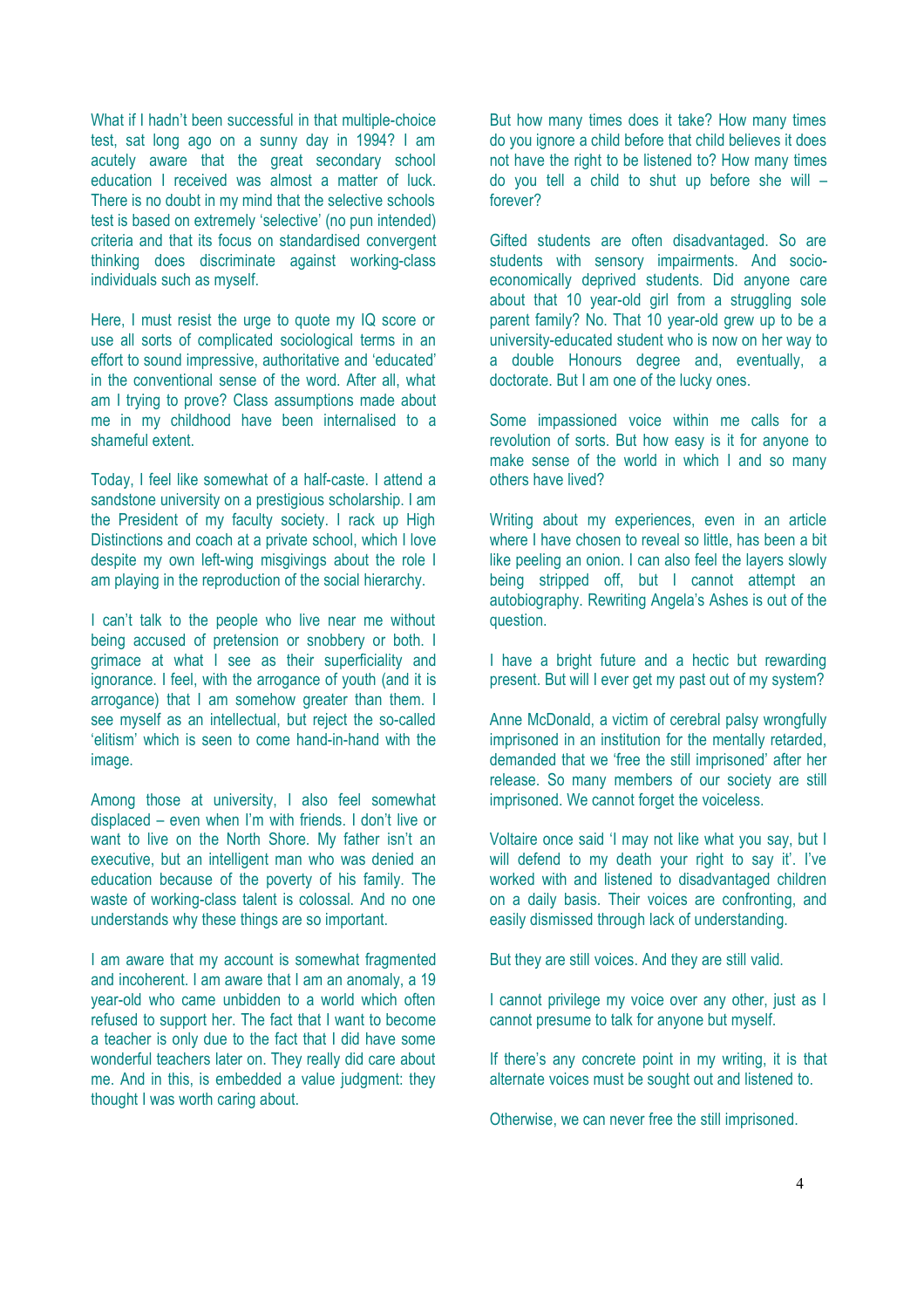What if I hadn't been successful in that multiple-choice test, sat long ago on a sunny day in 1994? I am acutely aware that the great secondary school education I received was almost a matter of luck. There is no doubt in my mind that the selective schools test is based on extremely 'selective' (no pun intended) criteria and that its focus on standardised convergent thinking does discriminate against working-class individuals such as myself.

Here, I must resist the urge to quote my IQ score or use all sorts of complicated sociological terms in an effort to sound impressive, authoritative and 'educated' in the conventional sense of the word. After all, what am I trying to prove? Class assumptions made about me in my childhood have been internalised to a shameful extent.

Today, I feel like somewhat of a half-caste. I attend a sandstone university on a prestigious scholarship. I am the President of my faculty society. I rack up High Distinctions and coach at a private school, which I love despite my own left-wing misgivings about the role I am playing in the reproduction of the social hierarchy.

I can't talk to the people who live near me without being accused of pretension or snobbery or both. I grimace at what I see as their superficiality and ignorance. I feel, with the arrogance of youth (and it is arrogance) that I am somehow greater than them. I see myself as an intellectual, but reject the so-called 'elitism' which is seen to come hand-in-hand with the image.

Among those at university, I also feel somewhat displaced – even when I'm with friends. I don't live or want to live on the North Shore. My father isn't an executive, but an intelligent man who was denied an education because of the poverty of his family. The waste of working-class talent is colossal. And no one understands why these things are so important.

I am aware that my account is somewhat fragmented and incoherent. I am aware that I am an anomaly, a 19 year-old who came unbidden to a world which often refused to support her. The fact that I want to become a teacher is only due to the fact that I did have some wonderful teachers later on. They really did care about me. And in this, is embedded a value judgment: they thought I was worth caring about.

But how many times does it take? How many times do you ignore a child before that child believes it does not have the right to be listened to? How many times do you tell a child to shut up before she will – forever?

Gifted students are often disadvantaged. So are students with sensory impairments. And socio-economically deprived students. Did anyone care about that 10 year-old girl from a struggling sole parent family? No. That 10 year-old grew up to be a university-educated student who is now on her way to a double Honours degree and, eventually, a doctorate. But I am one of the lucky ones.

Some impassioned voice within me calls for a revolution of sorts. But how easy is it for anyone to make sense of the world in which I and so many others have lived?

Writing about my experiences, even in an article where I have chosen to reveal so little, has been a bit like peeling an onion. I can also feel the layers slowly being stripped off, but I cannot attempt an autobiography. Rewriting Angela's Ashes is out of the question.

I have a bright future and a hectic but rewarding present. But will I ever get my past out of my system?

Anne McDonald, a victim of cerebral palsy wrongfully imprisoned in an institution for the mentally retarded, demanded that we 'free the still imprisoned' after her release. So many members of our society are still imprisoned. We cannot forget the voiceless.

Voltaire once said 'I may not like what you say, but I will defend to my death your right to say it'. I've worked with and listened to disadvantaged children on a daily basis. Their voices are confronting, and easily dismissed through lack of understanding.

But they are still voices. And they are still valid.

I cannot privilege my voice over any other, just as I cannot presume to talk for anyone but myself.

If there's any concrete point in my writing, it is that alternate voices must be sought out and listened to.

Otherwise, we can never free the still imprisoned.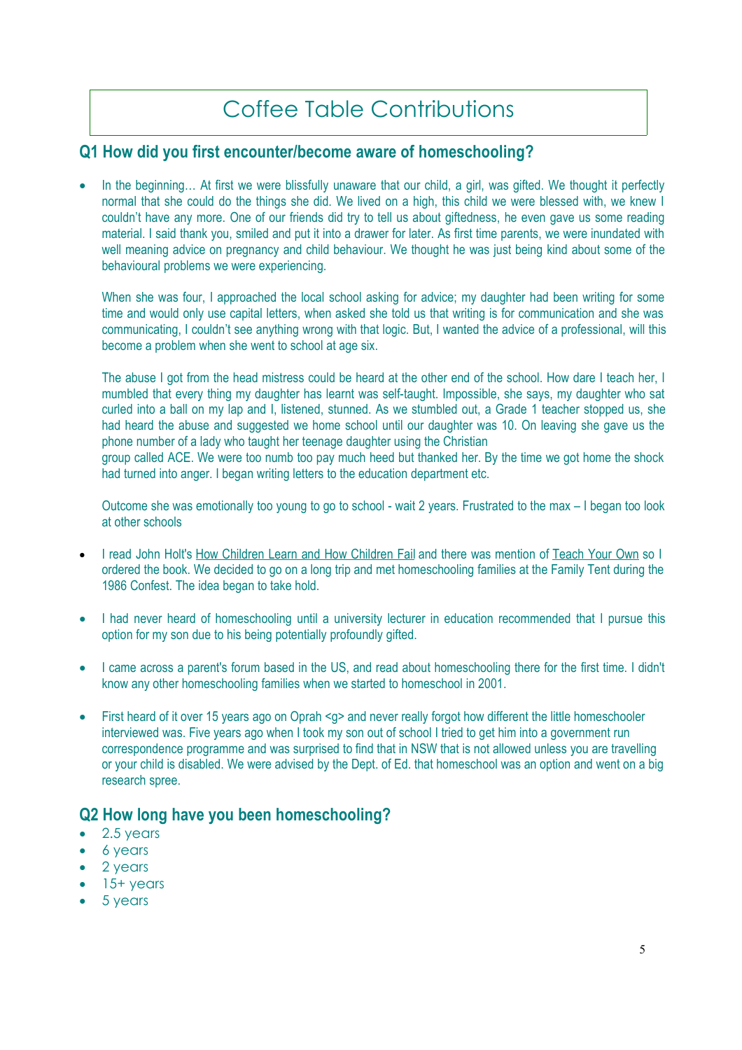# Coffee Table Contributions

## Q1 How did you first encounter/become aware of homeschooling?

- In the beginning… At first we were blissfully unaware that our child, a girl, was gifted. We thought it perfectly normal that she could do the things she did. We lived on a high, this child we were blessed with, we knew I couldn't have any more. One of our friends did try to tell us about giftedness, he even gave us some reading material. I said thank you, smiled and put it into a drawer for later. As first time parents, we were inundated with well meaning advice on pregnancy and child behaviour. We thought he was just being kind about some of the behavioural problems we were experiencing.

  When she was four, I approached the local school asking for advice; my daughter had been writing for some time and would only use capital letters, when asked she told us that writing is for communication and she was communicating, I couldn't see anything wrong with that logic. But, I wanted the advice of a professional, will this become a problem when she went to school at age six.

  The abuse I got from the head mistress could be heard at the other end of the school. How dare I teach her, I mumbled that every thing my daughter has learnt was self-taught. Impossible, she says, my daughter who sat curled into a ball on my lap and I, listened, stunned. As we stumbled out, a Grade 1 teacher stopped us, she had heard the abuse and suggested we home school until our daughter was 10. On leaving she gave us the phone number of a lady who taught her teenage daughter using the Christian group called ACE. We were too numb too pay much heed but thanked her. By the time we got home the shock had turned into anger. I began writing letters to the education department etc.

  Outcome she was emotionally too young to go to school - wait 2 years. Frustrated to the max – I began too look at other schools

- I read John Holt's How Children Learn and How Children Fail and there was mention of Teach Your Own so I ordered the book. We decided to go on a long trip and met homeschooling families at the Family Tent during the 1986 Confest. The idea began to take hold.

- I had never heard of homeschooling until a university lecturer in education recommended that I pursue this option for my son due to his being potentially profoundly gifted.

- I came across a parent's forum based in the US, and read about homeschooling there for the first time. I didn't know any other homeschooling families when we started to homeschool in 2001.

- First heard of it over 15 years ago on Oprah <g> and never really forgot how different the little homeschooler interviewed was. Five years ago when I took my son out of school I tried to get him into a government run correspondence programme and was surprised to find that in NSW that is not allowed unless you are travelling or your child is disabled. We were advised by the Dept. of Ed. that homeschool was an option and went on a big research spree.

## Q2 How long have you been homeschooling?

- 2.5 years
- 6 years
- 2 years
- 15+ years
- 5 years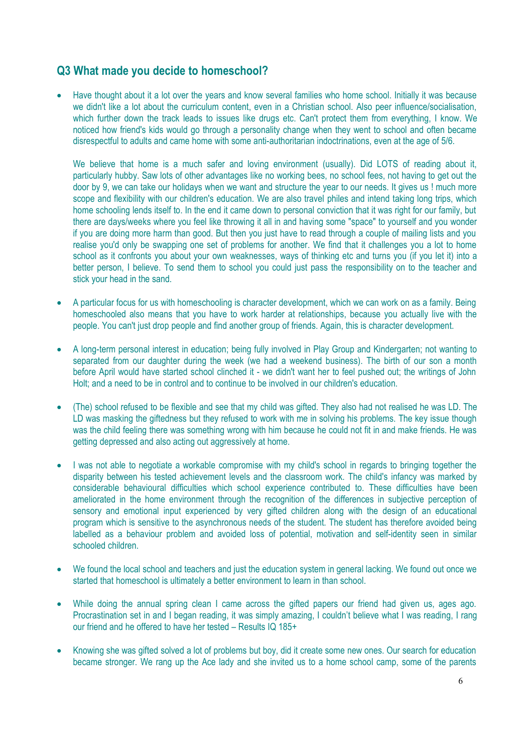## Q3 What made you decide to homeschool?

- Have thought about it a lot over the years and know several families who home school. Initially it was because we didn't like a lot about the curriculum content, even in a Christian school. Also peer influence/socialisation, which further down the track leads to issues like drugs etc. Can't protect them from everything, I know. We noticed how friend's kids would go through a personality change when they went to school and often became disrespectful to adults and came home with some anti-authoritarian indoctrinations, even at the age of 5/6.

  We believe that home is a much safer and loving environment (usually). Did LOTS of reading about it, particularly hubby. Saw lots of other advantages like no working bees, no school fees, not having to get out the door by 9, we can take our holidays when we want and structure the year to our needs. It gives us ! much more scope and flexibility with our children's education. We are also travel philes and intend taking long trips, which home schooling lends itself to. In the end it came down to personal conviction that it was right for our family, but there are days/weeks where you feel like throwing it all in and having some "space" to yourself and you wonder if you are doing more harm than good. But then you just have to read through a couple of mailing lists and you realise you'd only be swapping one set of problems for another. We find that it challenges you a lot to home school as it confronts you about your own weaknesses, ways of thinking etc and turns you (if you let it) into a better person, I believe. To send them to school you could just pass the responsibility on to the teacher and stick your head in the sand.

- A particular focus for us with homeschooling is character development, which we can work on as a family. Being homeschooled also means that you have to work harder at relationships, because you actually live with the people. You can't just drop people and find another group of friends. Again, this is character development.

- A long-term personal interest in education; being fully involved in Play Group and Kindergarten; not wanting to separated from our daughter during the week (we had a weekend business). The birth of our son a month before April would have started school clinched it - we didn't want her to feel pushed out; the writings of John Holt; and a need to be in control and to continue to be involved in our children's education.

- (The) school refused to be flexible and see that my child was gifted. They also had not realised he was LD. The LD was masking the giftedness but they refused to work with me in solving his problems. The key issue though was the child feeling there was something wrong with him because he could not fit in and make friends. He was getting depressed and also acting out aggressively at home.

- I was not able to negotiate a workable compromise with my child's school in regards to bringing together the disparity between his tested achievement levels and the classroom work. The child's infancy was marked by considerable behavioural difficulties which school experience contributed to. These difficulties have been ameliorated in the home environment through the recognition of the differences in subjective perception of sensory and emotional input experienced by very gifted children along with the design of an educational program which is sensitive to the asynchronous needs of the student. The student has therefore avoided being labelled as a behaviour problem and avoided loss of potential, motivation and self-identity seen in similar schooled children.

- We found the local school and teachers and just the education system in general lacking. We found out once we started that homeschool is ultimately a better environment to learn in than school.

- While doing the annual spring clean I came across the gifted papers our friend had given us, ages ago. Procrastination set in and I began reading, it was simply amazing, I couldn't believe what I was reading, I rang our friend and he offered to have her tested – Results IQ 185+

- Knowing she was gifted solved a lot of problems but boy, did it create some new ones. Our search for education became stronger. We rang up the Ace lady and she invited us to a home school camp, some of the parents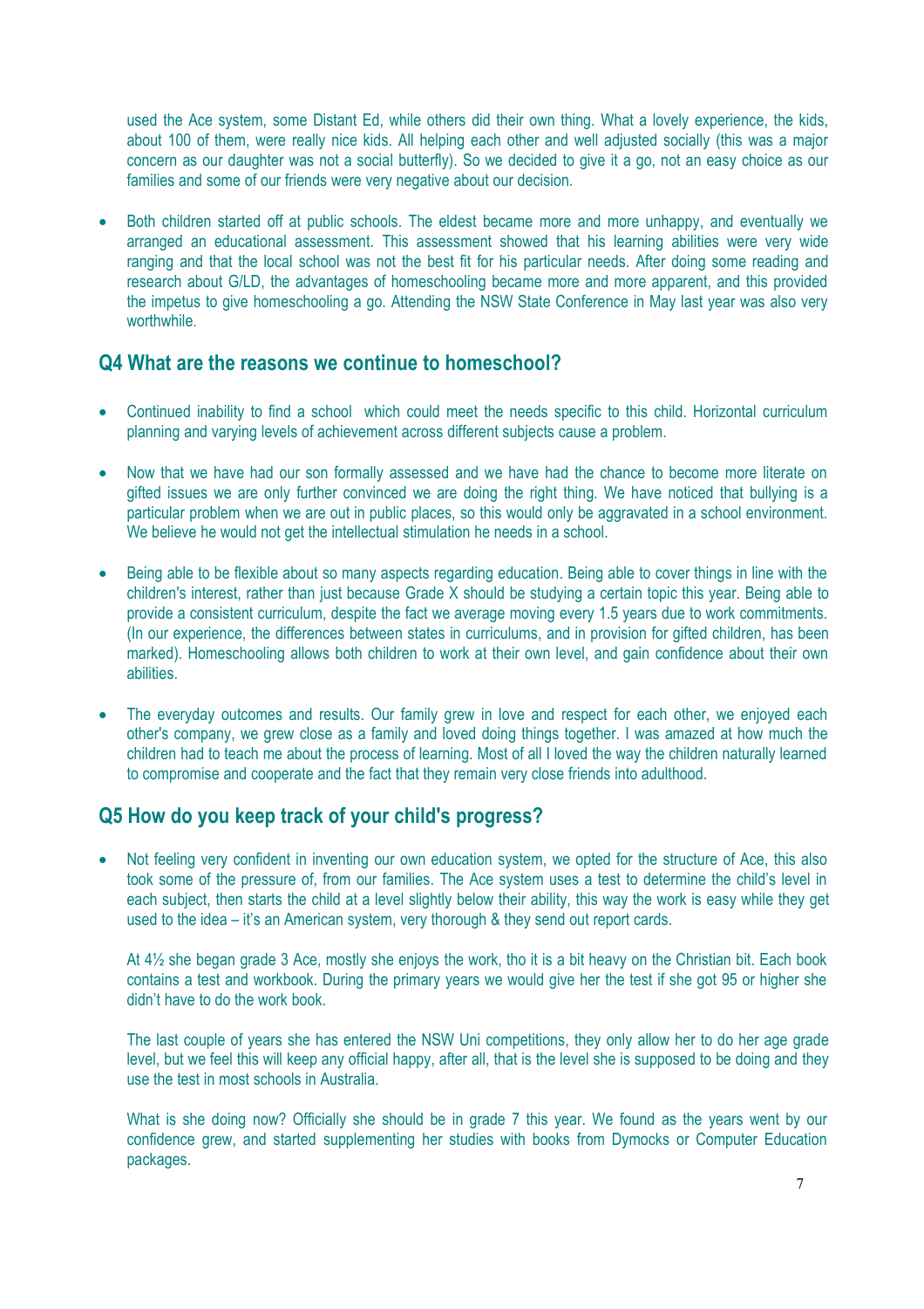used the Ace system, some Distant Ed, while others did their own thing. What a lovely experience, the kids, about 100 of them, were really nice kids. All helping each other and well adjusted socially (this was a major concern as our daughter was not a social butterfly). So we decided to give it a go, not an easy choice as our families and some of our friends were very negative about our decision.

- Both children started off at public schools. The eldest became more and more unhappy, and eventually we arranged an educational assessment. This assessment showed that his learning abilities were very wide ranging and that the local school was not the best fit for his particular needs. After doing some reading and research about G/LD, the advantages of homeschooling became more and more apparent, and this provided the impetus to give homeschooling a go. Attending the NSW State Conference in May last year was also very worthwhile.

## Q4 What are the reasons we continue to homeschool?

- Continued inability to find a school which could meet the needs specific to this child. Horizontal curriculum planning and varying levels of achievement across different subjects cause a problem.

- Now that we have had our son formally assessed and we have had the chance to become more literate on gifted issues we are only further convinced we are doing the right thing. We have noticed that bullying is a particular problem when we are out in public places, so this would only be aggravated in a school environment. We believe he would not get the intellectual stimulation he needs in a school.

- Being able to be flexible about so many aspects regarding education. Being able to cover things in line with the children's interest, rather than just because Grade X should be studying a certain topic this year. Being able to provide a consistent curriculum, despite the fact we average moving every 1.5 years due to work commitments. (In our experience, the differences between states in curriculums, and in provision for gifted children, has been marked). Homeschooling allows both children to work at their own level, and gain confidence about their own abilities.

- The everyday outcomes and results. Our family grew in love and respect for each other, we enjoyed each other's company, we grew close as a family and loved doing things together. I was amazed at how much the children had to teach me about the process of learning. Most of all I loved the way the children naturally learned to compromise and cooperate and the fact that they remain very close friends into adulthood.

## Q5 How do you keep track of your child's progress?

- Not feeling very confident in inventing our own education system, we opted for the structure of Ace, this also took some of the pressure of, from our families. The Ace system uses a test to determine the child's level in each subject, then starts the child at a level slightly below their ability, this way the work is easy while they get used to the idea – it's an American system, very thorough & they send out report cards.

  At 4½ she began grade 3 Ace, mostly she enjoys the work, tho it is a bit heavy on the Christian bit. Each book contains a test and workbook. During the primary years we would give her the test if she got 95 or higher she didn't have to do the work book.

  The last couple of years she has entered the NSW Uni competitions, they only allow her to do her age grade level, but we feel this will keep any official happy, after all, that is the level she is supposed to be doing and they use the test in most schools in Australia.

  What is she doing now? Officially she should be in grade 7 this year. We found as the years went by our confidence grew, and started supplementing her studies with books from Dymocks or Computer Education packages.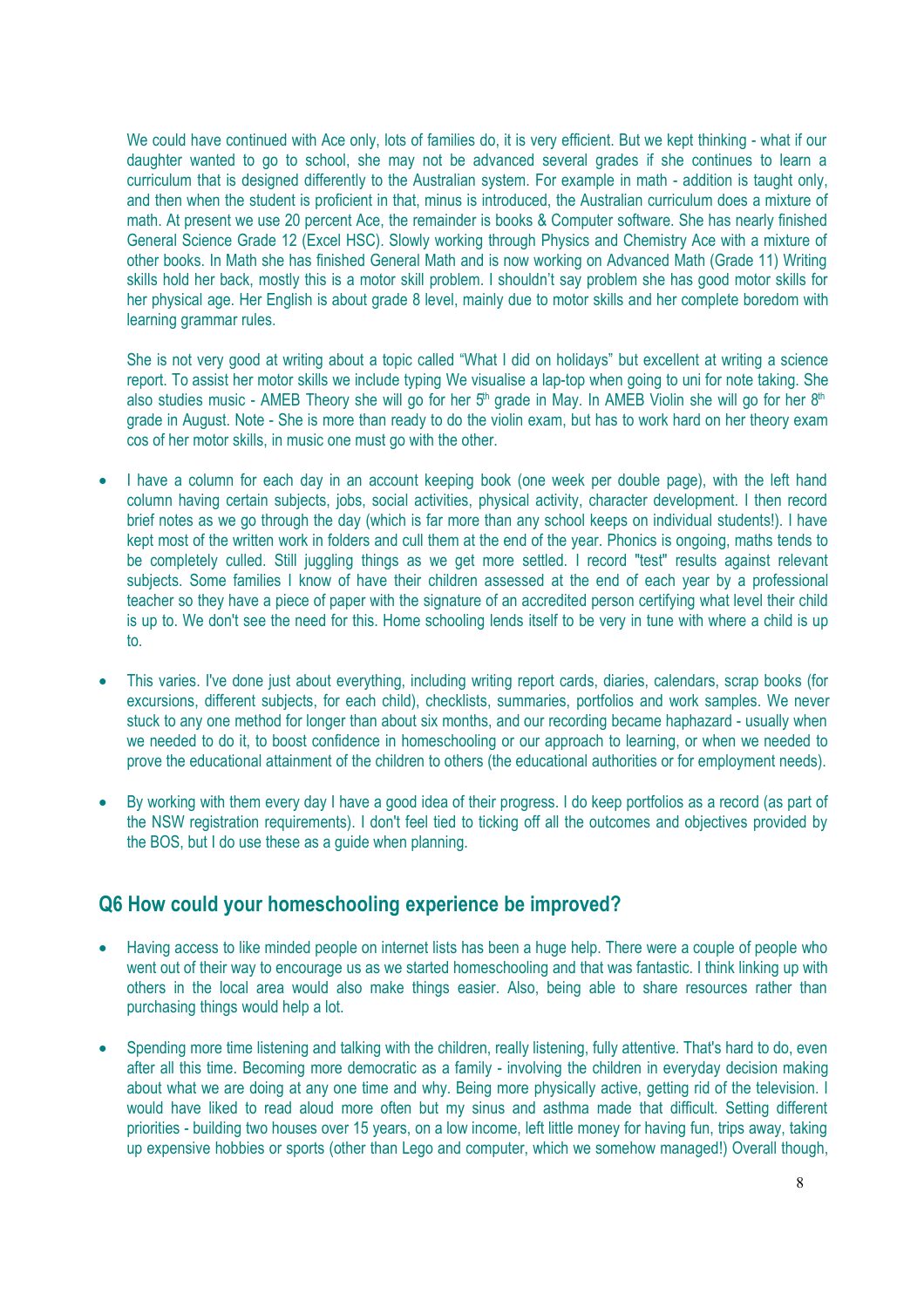We could have continued with Ace only, lots of families do, it is very efficient. But we kept thinking - what if our daughter wanted to go to school, she may not be advanced several grades if she continues to learn a curriculum that is designed differently to the Australian system. For example in math - addition is taught only, and then when the student is proficient in that, minus is introduced, the Australian curriculum does a mixture of math. At present we use 20 percent Ace, the remainder is books & Computer software. She has nearly finished General Science Grade 12 (Excel HSC). Slowly working through Physics and Chemistry Ace with a mixture of other books. In Math she has finished General Math and is now working on Advanced Math (Grade 11) Writing skills hold her back, mostly this is a motor skill problem. I shouldn't say problem she has good motor skills for her physical age. Her English is about grade 8 level, mainly due to motor skills and her complete boredom with learning grammar rules.

She is not very good at writing about a topic called "What I did on holidays" but excellent at writing a science report. To assist her motor skills we include typing We visualise a lap-top when going to uni for note taking. She also studies music - AMEB Theory she will go for her 5th grade in May. In AMEB Violin she will go for her 8th grade in August. Note - She is more than ready to do the violin exam, but has to work hard on her theory exam cos of her motor skills, in music one must go with the other.

- I have a column for each day in an account keeping book (one week per double page), with the left hand column having certain subjects, jobs, social activities, physical activity, character development. I then record brief notes as we go through the day (which is far more than any school keeps on individual students!). I have kept most of the written work in folders and cull them at the end of the year. Phonics is ongoing, maths tends to be completely culled. Still juggling things as we get more settled. I record "test" results against relevant subjects. Some families I know of have their children assessed at the end of each year by a professional teacher so they have a piece of paper with the signature of an accredited person certifying what level their child is up to. We don't see the need for this. Home schooling lends itself to be very in tune with where a child is up to.

- This varies. I've done just about everything, including writing report cards, diaries, calendars, scrap books (for excursions, different subjects, for each child), checklists, summaries, portfolios and work samples. We never stuck to any one method for longer than about six months, and our recording became haphazard - usually when we needed to do it, to boost confidence in homeschooling or our approach to learning, or when we needed to prove the educational attainment of the children to others (the educational authorities or for employment needs).

- By working with them every day I have a good idea of their progress. I do keep portfolios as a record (as part of the NSW registration requirements). I don't feel tied to ticking off all the outcomes and objectives provided by the BOS, but I do use these as a guide when planning.

## Q6 How could your homeschooling experience be improved?

- Having access to like minded people on internet lists has been a huge help. There were a couple of people who went out of their way to encourage us as we started homeschooling and that was fantastic. I think linking up with others in the local area would also make things easier. Also, being able to share resources rather than purchasing things would help a lot.

- Spending more time listening and talking with the children, really listening, fully attentive. That's hard to do, even after all this time. Becoming more democratic as a family - involving the children in everyday decision making about what we are doing at any one time and why. Being more physically active, getting rid of the television. I would have liked to read aloud more often but my sinus and asthma made that difficult. Setting different priorities - building two houses over 15 years, on a low income, left little money for having fun, trips away, taking up expensive hobbies or sports (other than Lego and computer, which we somehow managed!) Overall though,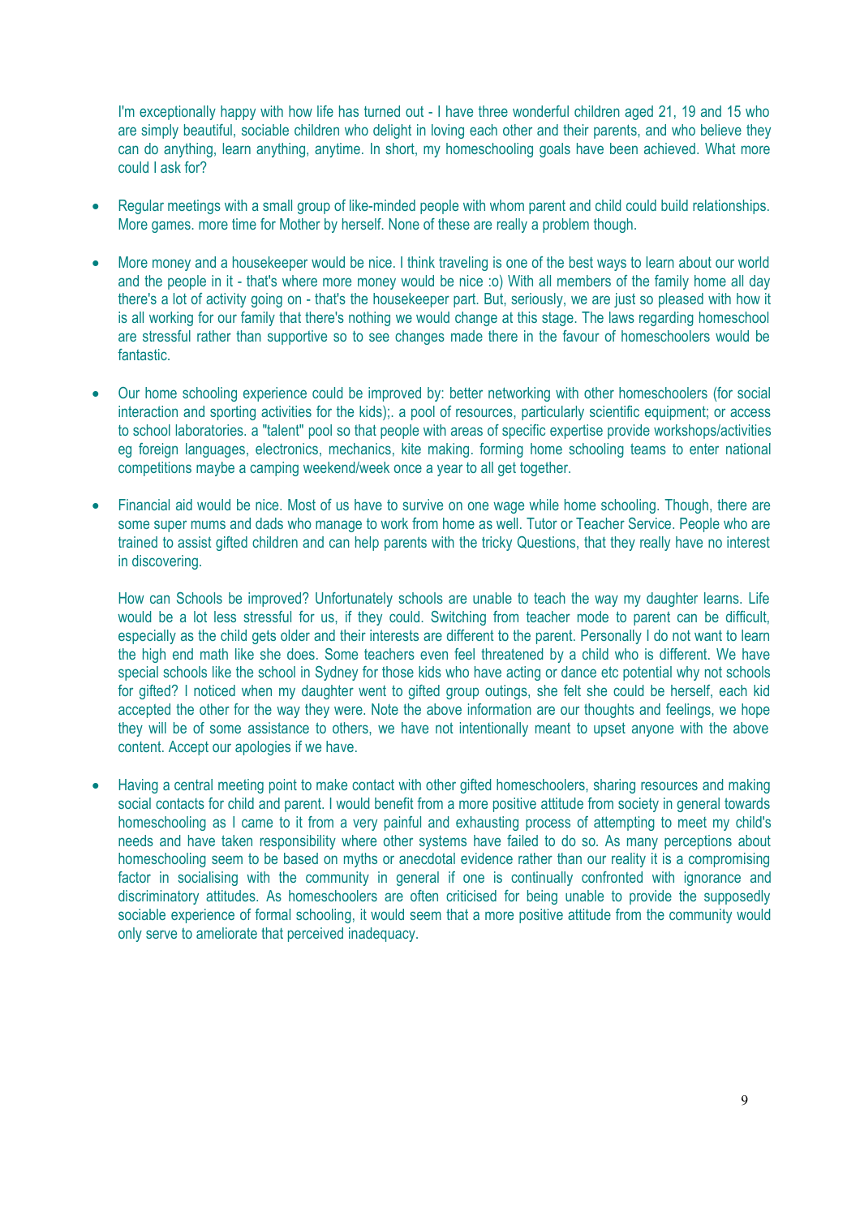I'm exceptionally happy with how life has turned out - I have three wonderful children aged 21, 19 and 15 who are simply beautiful, sociable children who delight in loving each other and their parents, and who believe they can do anything, learn anything, anytime. In short, my homeschooling goals have been achieved. What more could I ask for?

- Regular meetings with a small group of like-minded people with whom parent and child could build relationships. More games. more time for Mother by herself. None of these are really a problem though.

- More money and a housekeeper would be nice. I think traveling is one of the best ways to learn about our world and the people in it - that's where more money would be nice :o) With all members of the family home all day there's a lot of activity going on - that's the housekeeper part. But, seriously, we are just so pleased with how it is all working for our family that there's nothing we would change at this stage. The laws regarding homeschool are stressful rather than supportive so to see changes made there in the favour of homeschoolers would be fantastic.

- Our home schooling experience could be improved by: better networking with other homeschoolers (for social interaction and sporting activities for the kids);. a pool of resources, particularly scientific equipment; or access to school laboratories. a "talent" pool so that people with areas of specific expertise provide workshops/activities eg foreign languages, electronics, mechanics, kite making. forming home schooling teams to enter national competitions maybe a camping weekend/week once a year to all get together.

- Financial aid would be nice. Most of us have to survive on one wage while home schooling. Though, there are some super mums and dads who manage to work from home as well. Tutor or Teacher Service. People who are trained to assist gifted children and can help parents with the tricky Questions, that they really have no interest in discovering.

  How can Schools be improved? Unfortunately schools are unable to teach the way my daughter learns. Life would be a lot less stressful for us, if they could. Switching from teacher mode to parent can be difficult, especially as the child gets older and their interests are different to the parent. Personally I do not want to learn the high end math like she does. Some teachers even feel threatened by a child who is different. We have special schools like the school in Sydney for those kids who have acting or dance etc potential why not schools for gifted? I noticed when my daughter went to gifted group outings, she felt she could be herself, each kid accepted the other for the way they were. Note the above information are our thoughts and feelings, we hope they will be of some assistance to others, we have not intentionally meant to upset anyone with the above content. Accept our apologies if we have.

- Having a central meeting point to make contact with other gifted homeschoolers, sharing resources and making social contacts for child and parent. I would benefit from a more positive attitude from society in general towards homeschooling as I came to it from a very painful and exhausting process of attempting to meet my child's needs and have taken responsibility where other systems have failed to do so. As many perceptions about homeschooling seem to be based on myths or anecdotal evidence rather than our reality it is a compromising factor in socialising with the community in general if one is continually confronted with ignorance and discriminatory attitudes. As homeschoolers are often criticised for being unable to provide the supposedly sociable experience of formal schooling, it would seem that a more positive attitude from the community would only serve to ameliorate that perceived inadequacy.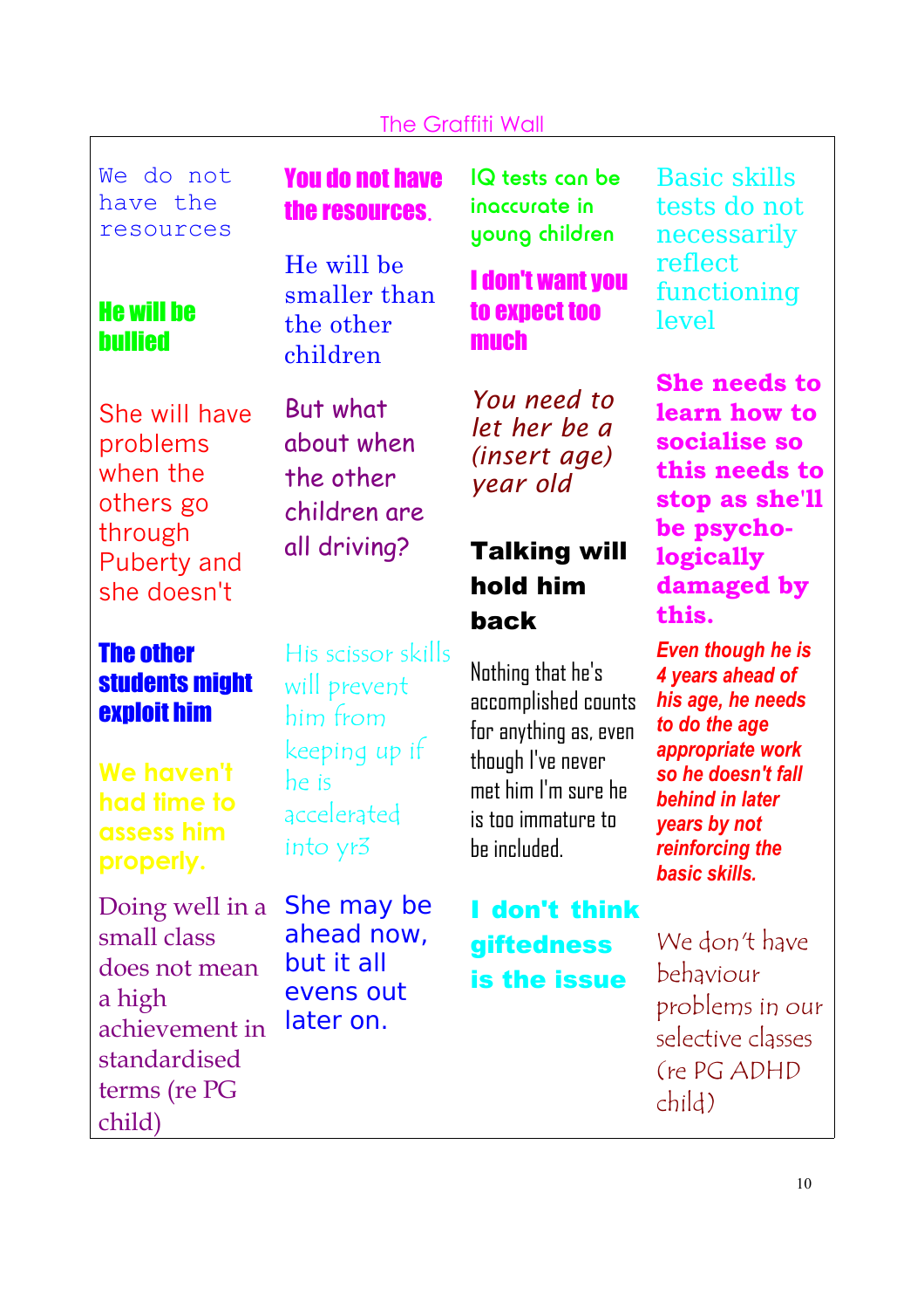# The Graffiti Wall

We do not have the resources

He will be bullied

She will have problems when the others go through Puberty and she doesn't

The other students might exploit him

We haven't had time to assess him properly.

Doing well in a small class does not mean a high achievement in standardised terms (re PG child)

You do not have the resources.

He will be smaller than the other children

But what about when the other children are all driving?

His scissor skills will prevent him from keeping up if he is accelerated into yr3

She may be ahead now, but it all evens out later on.

IQ tests can be inaccurate in young children

I don't want you to expect too much

*You need to let her be a (insert age) year old*

**Talking will hold him back**

Nothing that he's accomplished counts for anything as, even though I've never met him I'm sure he is too immature to be included.

**I don't think giftedness is the issue**

Basic skills tests do not necessarily reflect functioning level

**She needs to learn how to socialise so this needs to stop as she'll be psycho-logically damaged by this.**

***Even though he is 4 years ahead of his age, he needs to do the age appropriate work so he doesn't fall behind in later years by not reinforcing the basic skills.***

We don't have behaviour problems in our selective classes (re PG ADHD child)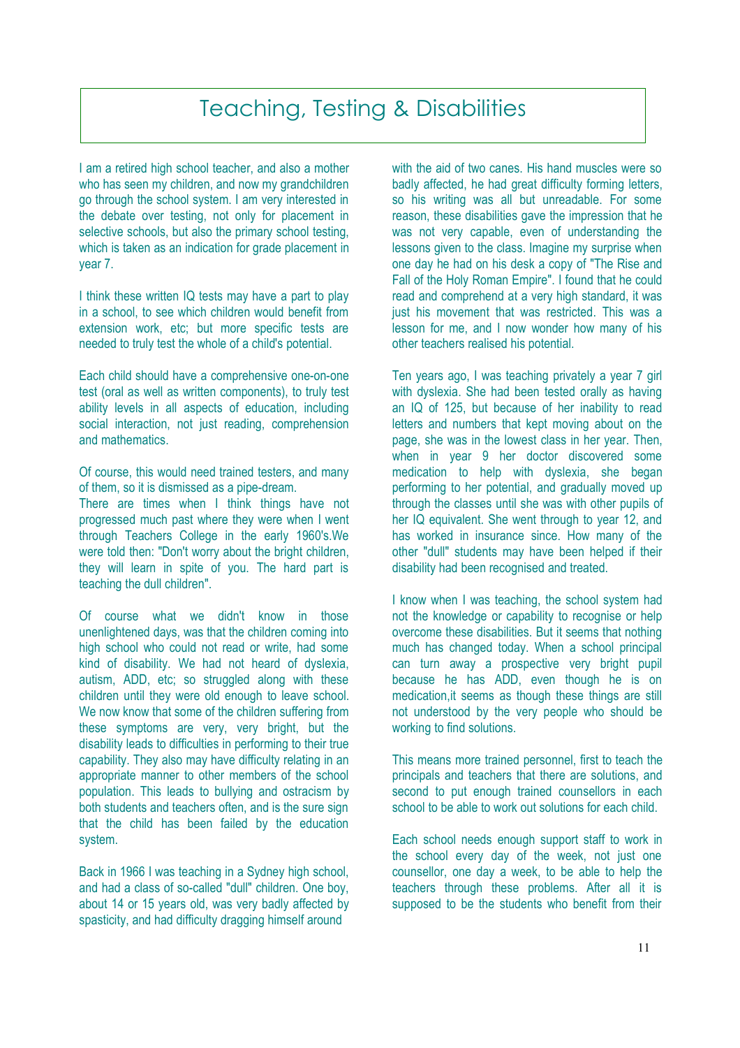# Teaching, Testing & Disabilities

I am a retired high school teacher, and also a mother who has seen my children, and now my grandchildren go through the school system. I am very interested in the debate over testing, not only for placement in selective schools, but also the primary school testing, which is taken as an indication for grade placement in year 7.

I think these written IQ tests may have a part to play in a school, to see which children would benefit from extension work, etc; but more specific tests are needed to truly test the whole of a child's potential.

Each child should have a comprehensive one-on-one test (oral as well as written components), to truly test ability levels in all aspects of education, including social interaction, not just reading, comprehension and mathematics.

Of course, this would need trained testers, and many of them, so it is dismissed as a pipe-dream.

There are times when I think things have not progressed much past where they were when I went through Teachers College in the early 1960's.We were told then: "Don't worry about the bright children, they will learn in spite of you. The hard part is teaching the dull children".

Of course what we didn't know in those unenlightened days, was that the children coming into high school who could not read or write, had some kind of disability. We had not heard of dyslexia, autism, ADD, etc; so struggled along with these children until they were old enough to leave school. We now know that some of the children suffering from these symptoms are very, very bright, but the disability leads to difficulties in performing to their true capability. They also may have difficulty relating in an appropriate manner to other members of the school population. This leads to bullying and ostracism by both students and teachers often, and is the sure sign that the child has been failed by the education system.

Back in 1966 I was teaching in a Sydney high school, and had a class of so-called "dull" children. One boy, about 14 or 15 years old, was very badly affected by spasticity, and had difficulty dragging himself around with the aid of two canes. His hand muscles were so badly affected, he had great difficulty forming letters, so his writing was all but unreadable. For some reason, these disabilities gave the impression that he was not very capable, even of understanding the lessons given to the class. Imagine my surprise when one day he had on his desk a copy of "The Rise and Fall of the Holy Roman Empire". I found that he could read and comprehend at a very high standard, it was just his movement that was restricted. This was a lesson for me, and I now wonder how many of his other teachers realised his potential.

Ten years ago, I was teaching privately a year 7 girl with dyslexia. She had been tested orally as having an IQ of 125, but because of her inability to read letters and numbers that kept moving about on the page, she was in the lowest class in her year. Then, when in year 9 her doctor discovered some medication to help with dyslexia, she began performing to her potential, and gradually moved up through the classes until she was with other pupils of her IQ equivalent. She went through to year 12, and has worked in insurance since. How many of the other "dull" students may have been helped if their disability had been recognised and treated.

I know when I was teaching, the school system had not the knowledge or capability to recognise or help overcome these disabilities. But it seems that nothing much has changed today. When a school principal can turn away a prospective very bright pupil because he has ADD, even though he is on medication,it seems as though these things are still not understood by the very people who should be working to find solutions.

This means more trained personnel, first to teach the principals and teachers that there are solutions, and second to put enough trained counsellors in each school to be able to work out solutions for each child.

Each school needs enough support staff to work in the school every day of the week, not just one counsellor, one day a week, to be able to help the teachers through these problems. After all it is supposed to be the students who benefit from their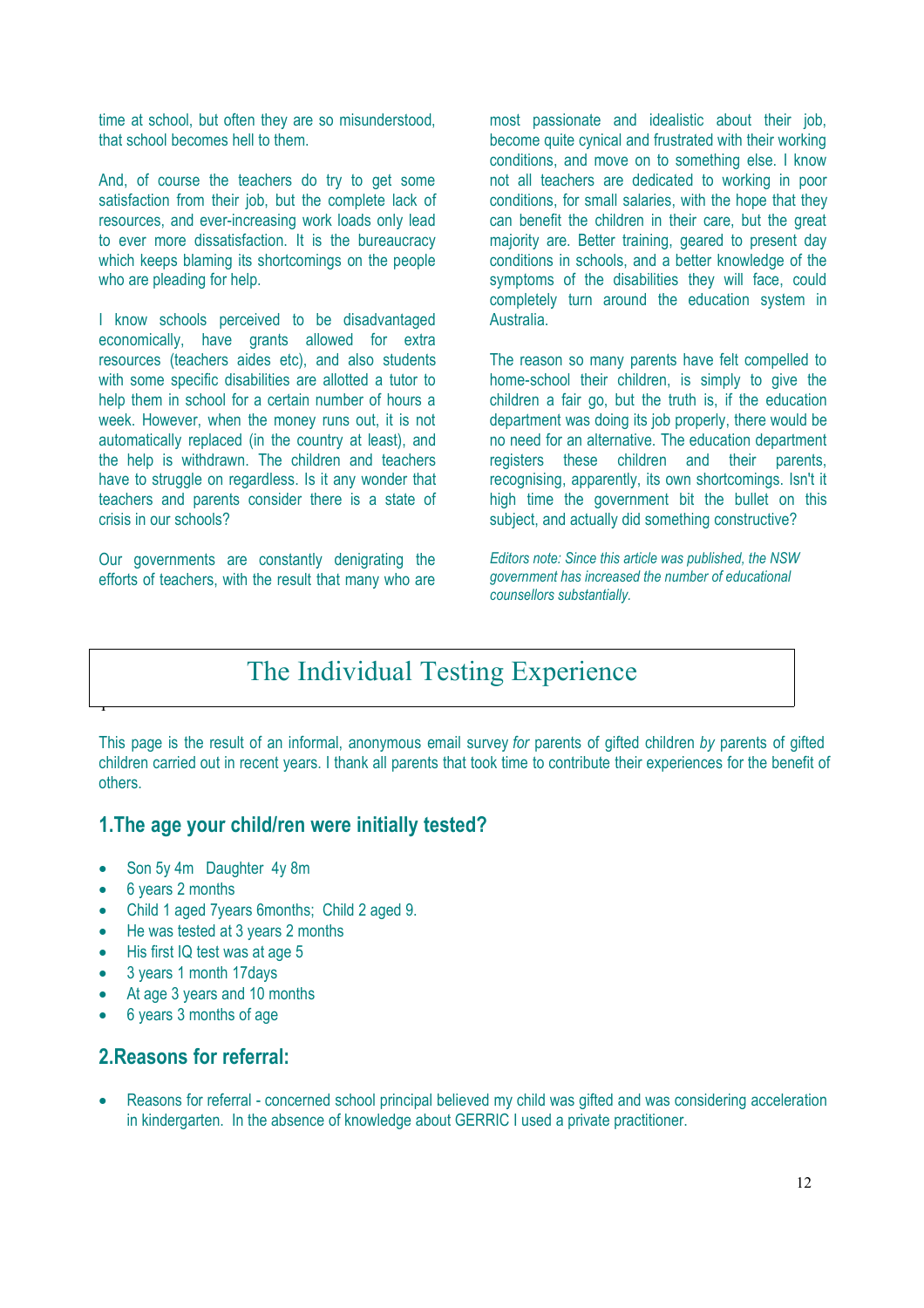time at school, but often they are so misunderstood, that school becomes hell to them.

And, of course the teachers do try to get some satisfaction from their job, but the complete lack of resources, and ever-increasing work loads only lead to ever more dissatisfaction. It is the bureaucracy which keeps blaming its shortcomings on the people who are pleading for help.

I know schools perceived to be disadvantaged economically, have grants allowed for extra resources (teachers aides etc), and also students with some specific disabilities are allotted a tutor to help them in school for a certain number of hours a week. However, when the money runs out, it is not automatically replaced (in the country at least), and the help is withdrawn. The children and teachers have to struggle on regardless. Is it any wonder that teachers and parents consider there is a state of crisis in our schools?

Our governments are constantly denigrating the efforts of teachers, with the result that many who are most passionate and idealistic about their job, become quite cynical and frustrated with their working conditions, and move on to something else. I know not all teachers are dedicated to working in poor conditions, for small salaries, with the hope that they can benefit the children in their care, but the great majority are. Better training, geared to present day conditions in schools, and a better knowledge of the symptoms of the disabilities they will face, could completely turn around the education system in Australia.

The reason so many parents have felt compelled to home-school their children, is simply to give the children a fair go, but the truth is, if the education department was doing its job properly, there would be no need for an alternative. The education department registers these children and their parents, recognising, apparently, its own shortcomings. Isn't it high time the government bit the bullet on this subject, and actually did something constructive?

*Editors note: Since this article was published, the NSW government has increased the number of educational counsellors substantially.*

# The Individual Testing Experience

This page is the result of an informal, anonymous email survey *for* parents of gifted children *by* parents of gifted children carried out in recent years. I thank all parents that took time to contribute their experiences for the benefit of others.

## 1.The age your child/ren were initially tested?

- Son 5y 4m  Daughter 4y 8m
- 6 years 2 months
- Child 1 aged 7years 6months; Child 2 aged 9.
- He was tested at 3 years 2 months
- His first IQ test was at age 5
- 3 years 1 month 17days
- At age 3 years and 10 months
- 6 years 3 months of age

## 2.Reasons for referral:

- Reasons for referral - concerned school principal believed my child was gifted and was considering acceleration in kindergarten. In the absence of knowledge about GERRIC I used a private practitioner.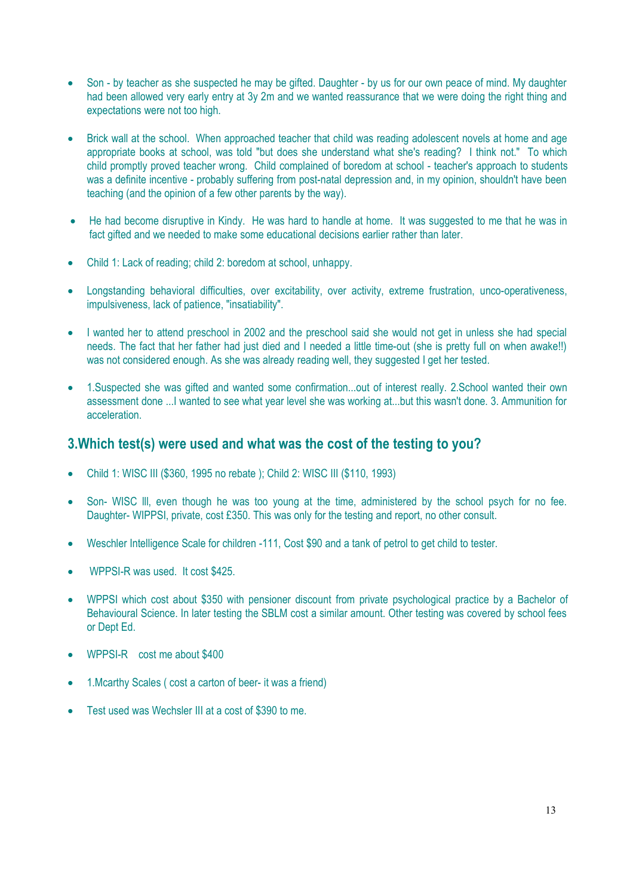- Son - by teacher as she suspected he may be gifted. Daughter - by us for our own peace of mind. My daughter had been allowed very early entry at 3y 2m and we wanted reassurance that we were doing the right thing and expectations were not too high.

- Brick wall at the school. When approached teacher that child was reading adolescent novels at home and age appropriate books at school, was told "but does she understand what she's reading? I think not." To which child promptly proved teacher wrong. Child complained of boredom at school - teacher's approach to students was a definite incentive - probably suffering from post-natal depression and, in my opinion, shouldn't have been teaching (and the opinion of a few other parents by the way).

- He had become disruptive in Kindy. He was hard to handle at home. It was suggested to me that he was in fact gifted and we needed to make some educational decisions earlier rather than later.

- Child 1: Lack of reading; child 2: boredom at school, unhappy.

- Longstanding behavioral difficulties, over excitability, over activity, extreme frustration, unco-operativeness, impulsiveness, lack of patience, "insatiability".

- I wanted her to attend preschool in 2002 and the preschool said she would not get in unless she had special needs. The fact that her father had just died and I needed a little time-out (she is pretty full on when awake!!) was not considered enough. As she was already reading well, they suggested I get her tested.

- 1.Suspected she was gifted and wanted some confirmation...out of interest really. 2.School wanted their own assessment done ...I wanted to see what year level she was working at...but this wasn't done. 3. Ammunition for acceleration.

## 3.Which test(s) were used and what was the cost of the testing to you?

- Child 1: WISC III ($360, 1995 no rebate ); Child 2: WISC III ($110, 1993)

- Son- WISC lll, even though he was too young at the time, administered by the school psych for no fee. Daughter- WIPPSI, private, cost £350. This was only for the testing and report, no other consult.

- Weschler Intelligence Scale for children -111, Cost $90 and a tank of petrol to get child to tester.

- WPPSI-R was used. It cost $425.

- WPPSI which cost about $350 with pensioner discount from private psychological practice by a Bachelor of Behavioural Science. In later testing the SBLM cost a similar amount. Other testing was covered by school fees or Dept Ed.

- WPPSI-R cost me about $400

- 1.Mcarthy Scales ( cost a carton of beer- it was a friend)

- Test used was Wechsler III at a cost of $390 to me.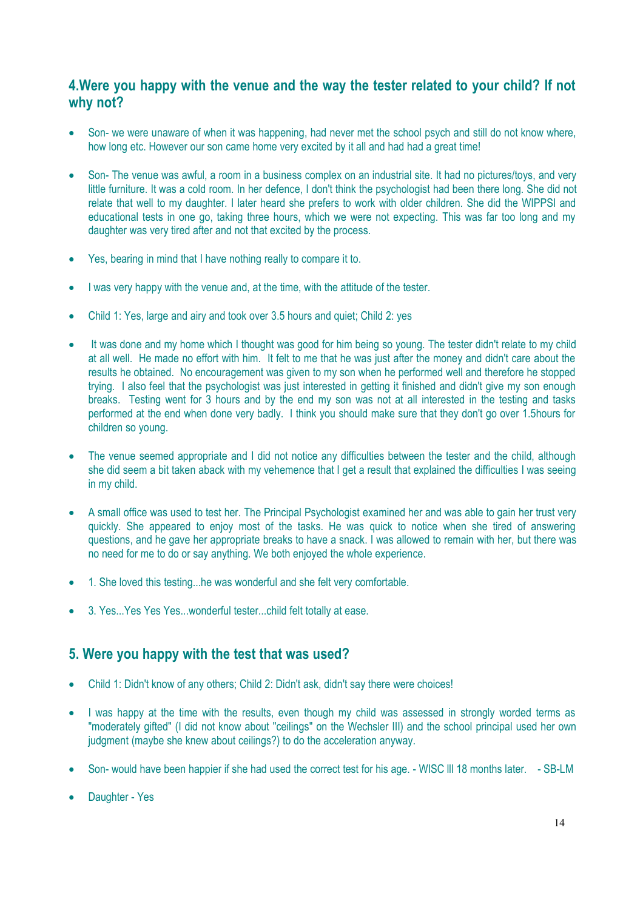## 4.Were you happy with the venue and the way the tester related to your child? If not why not?

- Son- we were unaware of when it was happening, had never met the school psych and still do not know where, how long etc. However our son came home very excited by it all and had had a great time!

- Son- The venue was awful, a room in a business complex on an industrial site. It had no pictures/toys, and very little furniture. It was a cold room. In her defence, I don't think the psychologist had been there long. She did not relate that well to my daughter. I later heard she prefers to work with older children. She did the WIPPSI and educational tests in one go, taking three hours, which we were not expecting. This was far too long and my daughter was very tired after and not that excited by the process.

- Yes, bearing in mind that I have nothing really to compare it to.

- I was very happy with the venue and, at the time, with the attitude of the tester.

- Child 1: Yes, large and airy and took over 3.5 hours and quiet; Child 2: yes

- It was done and my home which I thought was good for him being so young. The tester didn't relate to my child at all well. He made no effort with him. It felt to me that he was just after the money and didn't care about the results he obtained. No encouragement was given to my son when he performed well and therefore he stopped trying. I also feel that the psychologist was just interested in getting it finished and didn't give my son enough breaks. Testing went for 3 hours and by the end my son was not at all interested in the testing and tasks performed at the end when done very badly. I think you should make sure that they don't go over 1.5hours for children so young.

- The venue seemed appropriate and I did not notice any difficulties between the tester and the child, although she did seem a bit taken aback with my vehemence that I get a result that explained the difficulties I was seeing in my child.

- A small office was used to test her. The Principal Psychologist examined her and was able to gain her trust very quickly. She appeared to enjoy most of the tasks. He was quick to notice when she tired of answering questions, and he gave her appropriate breaks to have a snack. I was allowed to remain with her, but there was no need for me to do or say anything. We both enjoyed the whole experience.

- 1. She loved this testing...he was wonderful and she felt very comfortable.

- 3. Yes...Yes Yes Yes...wonderful tester...child felt totally at ease.

## 5. Were you happy with the test that was used?

- Child 1: Didn't know of any others; Child 2: Didn't ask, didn't say there were choices!

- I was happy at the time with the results, even though my child was assessed in strongly worded terms as "moderately gifted" (I did not know about "ceilings" on the Wechsler III) and the school principal used her own judgment (maybe she knew about ceilings?) to do the acceleration anyway.

- Son- would have been happier if she had used the correct test for his age. - WISC lll 18 months later. - SB-LM

- Daughter - Yes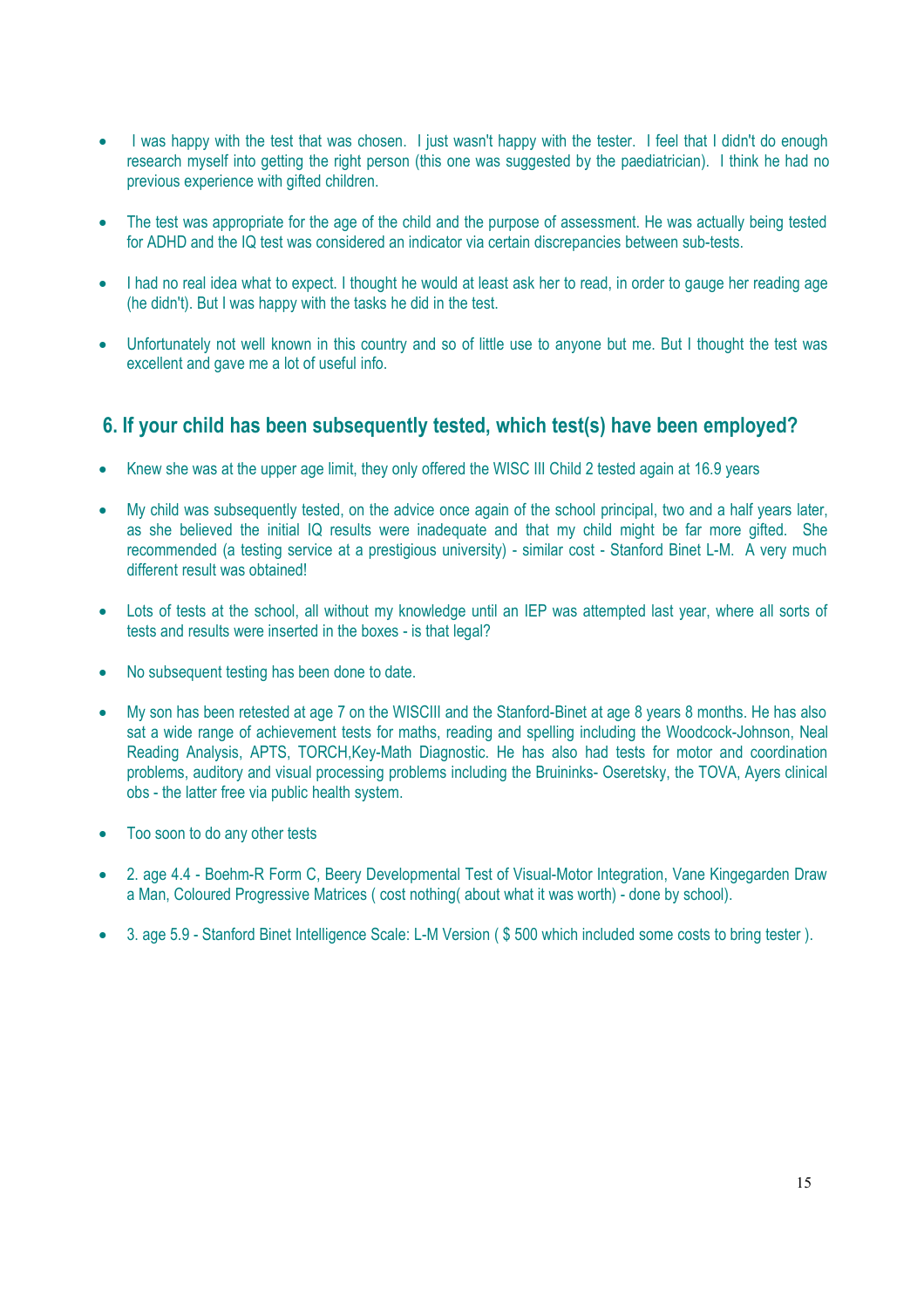- I was happy with the test that was chosen. I just wasn't happy with the tester. I feel that I didn't do enough research myself into getting the right person (this one was suggested by the paediatrician). I think he had no previous experience with gifted children.

- The test was appropriate for the age of the child and the purpose of assessment. He was actually being tested for ADHD and the IQ test was considered an indicator via certain discrepancies between sub-tests.

- I had no real idea what to expect. I thought he would at least ask her to read, in order to gauge her reading age (he didn't). But I was happy with the tasks he did in the test.

- Unfortunately not well known in this country and so of little use to anyone but me. But I thought the test was excellent and gave me a lot of useful info.

## 6. If your child has been subsequently tested, which test(s) have been employed?

- Knew she was at the upper age limit, they only offered the WISC III Child 2 tested again at 16.9 years

- My child was subsequently tested, on the advice once again of the school principal, two and a half years later, as she believed the initial IQ results were inadequate and that my child might be far more gifted. She recommended (a testing service at a prestigious university) - similar cost - Stanford Binet L-M. A very much different result was obtained!

- Lots of tests at the school, all without my knowledge until an IEP was attempted last year, where all sorts of tests and results were inserted in the boxes - is that legal?

- No subsequent testing has been done to date.

- My son has been retested at age 7 on the WISCIII and the Stanford-Binet at age 8 years 8 months. He has also sat a wide range of achievement tests for maths, reading and spelling including the Woodcock-Johnson, Neal Reading Analysis, APTS, TORCH,Key-Math Diagnostic. He has also had tests for motor and coordination problems, auditory and visual processing problems including the Bruininks- Oseretsky, the TOVA, Ayers clinical obs - the latter free via public health system.

- Too soon to do any other tests

- 2. age 4.4 - Boehm-R Form C, Beery Developmental Test of Visual-Motor Integration, Vane Kingegarden Draw a Man, Coloured Progressive Matrices ( cost nothing( about what it was worth) - done by school).

- 3. age 5.9 - Stanford Binet Intelligence Scale: L-M Version ( $ 500 which included some costs to bring tester ).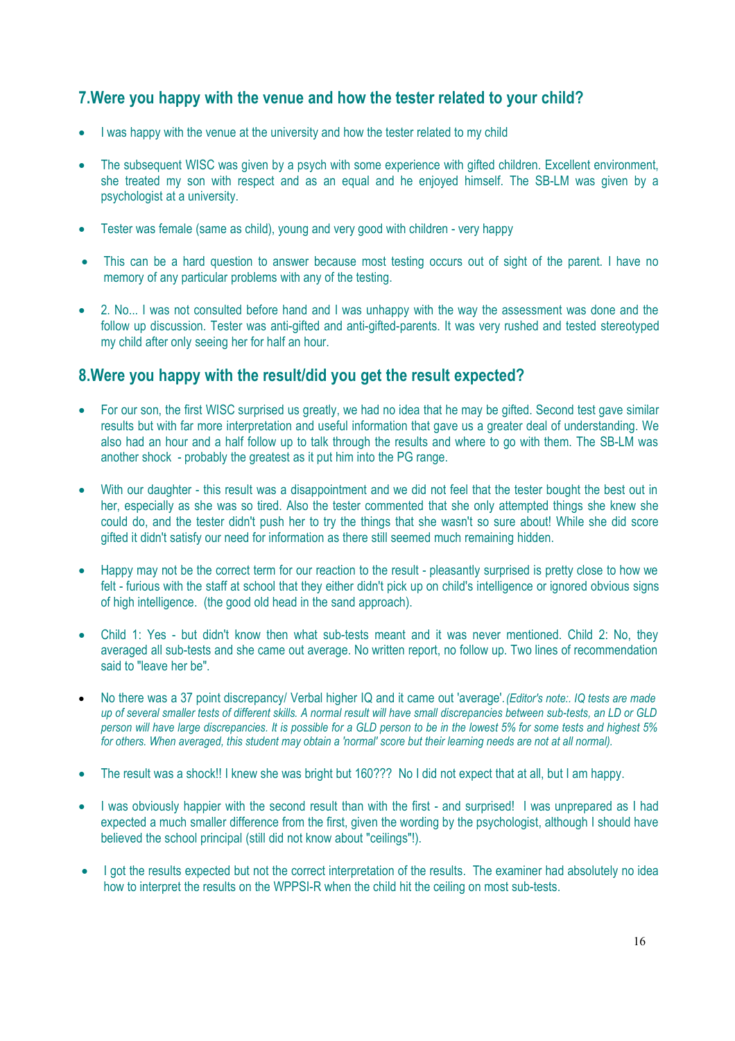## 7.Were you happy with the venue and how the tester related to your child?

- I was happy with the venue at the university and how the tester related to my child
- The subsequent WISC was given by a psych with some experience with gifted children. Excellent environment, she treated my son with respect and as an equal and he enjoyed himself. The SB-LM was given by a psychologist at a university.
- Tester was female (same as child), young and very good with children - very happy
- This can be a hard question to answer because most testing occurs out of sight of the parent. I have no memory of any particular problems with any of the testing.
- 2. No... I was not consulted before hand and I was unhappy with the way the assessment was done and the follow up discussion. Tester was anti-gifted and anti-gifted-parents. It was very rushed and tested stereotyped my child after only seeing her for half an hour.

## 8.Were you happy with the result/did you get the result expected?

- For our son, the first WISC surprised us greatly, we had no idea that he may be gifted. Second test gave similar results but with far more interpretation and useful information that gave us a greater deal of understanding. We also had an hour and a half follow up to talk through the results and where to go with them. The SB-LM was another shock - probably the greatest as it put him into the PG range.
- With our daughter - this result was a disappointment and we did not feel that the tester bought the best out in her, especially as she was so tired. Also the tester commented that she only attempted things she knew she could do, and the tester didn't push her to try the things that she wasn't so sure about! While she did score gifted it didn't satisfy our need for information as there still seemed much remaining hidden.
- Happy may not be the correct term for our reaction to the result - pleasantly surprised is pretty close to how we felt - furious with the staff at school that they either didn't pick up on child's intelligence or ignored obvious signs of high intelligence. (the good old head in the sand approach).
- Child 1: Yes - but didn't know then what sub-tests meant and it was never mentioned. Child 2: No, they averaged all sub-tests and she came out average. No written report, no follow up. Two lines of recommendation said to "leave her be".
- No there was a 37 point discrepancy/ Verbal higher IQ and it came out 'average'. *(Editor's note:. IQ tests are made up of several smaller tests of different skills. A normal result will have small discrepancies between sub-tests, an LD or GLD person will have large discrepancies. It is possible for a GLD person to be in the lowest 5% for some tests and highest 5% for others. When averaged, this student may obtain a 'normal' score but their learning needs are not at all normal).*
- The result was a shock!! I knew she was bright but 160??? No I did not expect that at all, but I am happy.
- I was obviously happier with the second result than with the first - and surprised! I was unprepared as I had expected a much smaller difference from the first, given the wording by the psychologist, although I should have believed the school principal (still did not know about "ceilings"!).
- I got the results expected but not the correct interpretation of the results. The examiner had absolutely no idea how to interpret the results on the WPPSI-R when the child hit the ceiling on most sub-tests.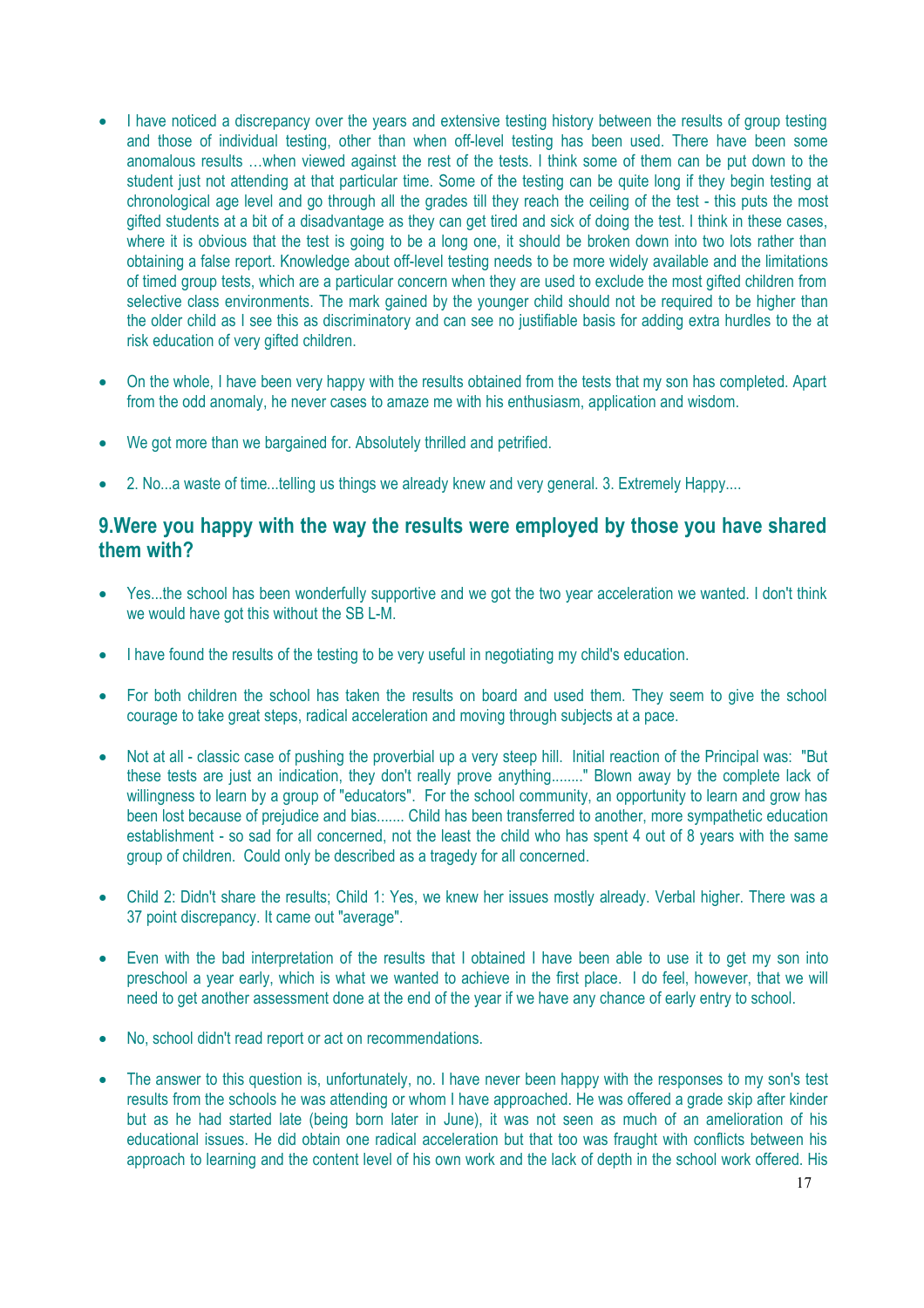- I have noticed a discrepancy over the years and extensive testing history between the results of group testing and those of individual testing, other than when off-level testing has been used. There have been some anomalous results …when viewed against the rest of the tests. I think some of them can be put down to the student just not attending at that particular time. Some of the testing can be quite long if they begin testing at chronological age level and go through all the grades till they reach the ceiling of the test - this puts the most gifted students at a bit of a disadvantage as they can get tired and sick of doing the test. I think in these cases, where it is obvious that the test is going to be a long one, it should be broken down into two lots rather than obtaining a false report. Knowledge about off-level testing needs to be more widely available and the limitations of timed group tests, which are a particular concern when they are used to exclude the most gifted children from selective class environments. The mark gained by the younger child should not be required to be higher than the older child as I see this as discriminatory and can see no justifiable basis for adding extra hurdles to the at risk education of very gifted children.

- On the whole, I have been very happy with the results obtained from the tests that my son has completed. Apart from the odd anomaly, he never cases to amaze me with his enthusiasm, application and wisdom.

- We got more than we bargained for. Absolutely thrilled and petrified.

- 2. No...a waste of time...telling us things we already knew and very general. 3. Extremely Happy....

## 9.Were you happy with the way the results were employed by those you have shared them with?

- Yes...the school has been wonderfully supportive and we got the two year acceleration we wanted. I don't think we would have got this without the SB L-M.

- I have found the results of the testing to be very useful in negotiating my child's education.

- For both children the school has taken the results on board and used them. They seem to give the school courage to take great steps, radical acceleration and moving through subjects at a pace.

- Not at all - classic case of pushing the proverbial up a very steep hill. Initial reaction of the Principal was: "But these tests are just an indication, they don't really prove anything........" Blown away by the complete lack of willingness to learn by a group of "educators". For the school community, an opportunity to learn and grow has been lost because of prejudice and bias....... Child has been transferred to another, more sympathetic education establishment - so sad for all concerned, not the least the child who has spent 4 out of 8 years with the same group of children. Could only be described as a tragedy for all concerned.

- Child 2: Didn't share the results; Child 1: Yes, we knew her issues mostly already. Verbal higher. There was a 37 point discrepancy. It came out "average".

- Even with the bad interpretation of the results that I obtained I have been able to use it to get my son into preschool a year early, which is what we wanted to achieve in the first place. I do feel, however, that we will need to get another assessment done at the end of the year if we have any chance of early entry to school.

- No, school didn't read report or act on recommendations.

- The answer to this question is, unfortunately, no. I have never been happy with the responses to my son's test results from the schools he was attending or whom I have approached. He was offered a grade skip after kinder but as he had started late (being born later in June), it was not seen as much of an amelioration of his educational issues. He did obtain one radical acceleration but that too was fraught with conflicts between his approach to learning and the content level of his own work and the lack of depth in the school work offered. His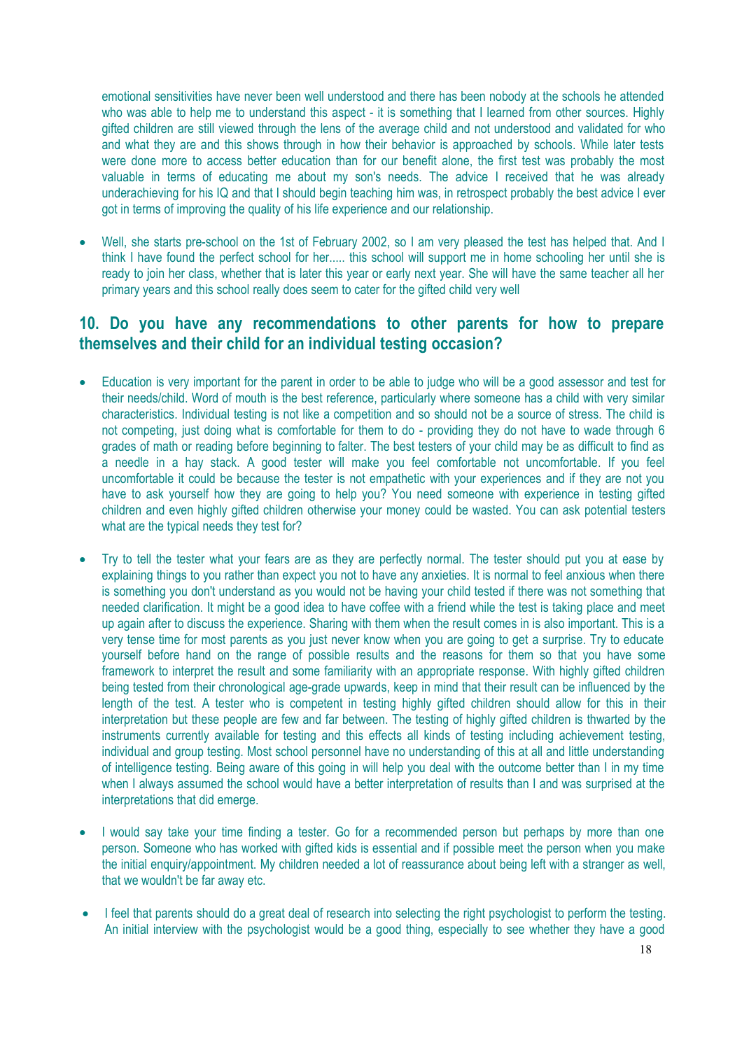emotional sensitivities have never been well understood and there has been nobody at the schools he attended who was able to help me to understand this aspect - it is something that I learned from other sources. Highly gifted children are still viewed through the lens of the average child and not understood and validated for who and what they are and this shows through in how their behavior is approached by schools. While later tests were done more to access better education than for our benefit alone, the first test was probably the most valuable in terms of educating me about my son's needs. The advice I received that he was already underachieving for his IQ and that I should begin teaching him was, in retrospect probably the best advice I ever got in terms of improving the quality of his life experience and our relationship.

- Well, she starts pre-school on the 1st of February 2002, so I am very pleased the test has helped that. And I think I have found the perfect school for her..... this school will support me in home schooling her until she is ready to join her class, whether that is later this year or early next year. She will have the same teacher all her primary years and this school really does seem to cater for the gifted child very well

## 10. Do you have any recommendations to other parents for how to prepare themselves and their child for an individual testing occasion?

- Education is very important for the parent in order to be able to judge who will be a good assessor and test for their needs/child. Word of mouth is the best reference, particularly where someone has a child with very similar characteristics. Individual testing is not like a competition and so should not be a source of stress. The child is not competing, just doing what is comfortable for them to do - providing they do not have to wade through 6 grades of math or reading before beginning to falter. The best testers of your child may be as difficult to find as a needle in a hay stack. A good tester will make you feel comfortable not uncomfortable. If you feel uncomfortable it could be because the tester is not empathetic with your experiences and if they are not you have to ask yourself how they are going to help you? You need someone with experience in testing gifted children and even highly gifted children otherwise your money could be wasted. You can ask potential testers what are the typical needs they test for?

- Try to tell the tester what your fears are as they are perfectly normal. The tester should put you at ease by explaining things to you rather than expect you not to have any anxieties. It is normal to feel anxious when there is something you don't understand as you would not be having your child tested if there was not something that needed clarification. It might be a good idea to have coffee with a friend while the test is taking place and meet up again after to discuss the experience. Sharing with them when the result comes in is also important. This is a very tense time for most parents as you just never know when you are going to get a surprise. Try to educate yourself before hand on the range of possible results and the reasons for them so that you have some framework to interpret the result and some familiarity with an appropriate response. With highly gifted children being tested from their chronological age-grade upwards, keep in mind that their result can be influenced by the length of the test. A tester who is competent in testing highly gifted children should allow for this in their interpretation but these people are few and far between. The testing of highly gifted children is thwarted by the instruments currently available for testing and this effects all kinds of testing including achievement testing, individual and group testing. Most school personnel have no understanding of this at all and little understanding of intelligence testing. Being aware of this going in will help you deal with the outcome better than I in my time when I always assumed the school would have a better interpretation of results than I and was surprised at the interpretations that did emerge.

- I would say take your time finding a tester. Go for a recommended person but perhaps by more than one person. Someone who has worked with gifted kids is essential and if possible meet the person when you make the initial enquiry/appointment. My children needed a lot of reassurance about being left with a stranger as well, that we wouldn't be far away etc.

- I feel that parents should do a great deal of research into selecting the right psychologist to perform the testing. An initial interview with the psychologist would be a good thing, especially to see whether they have a good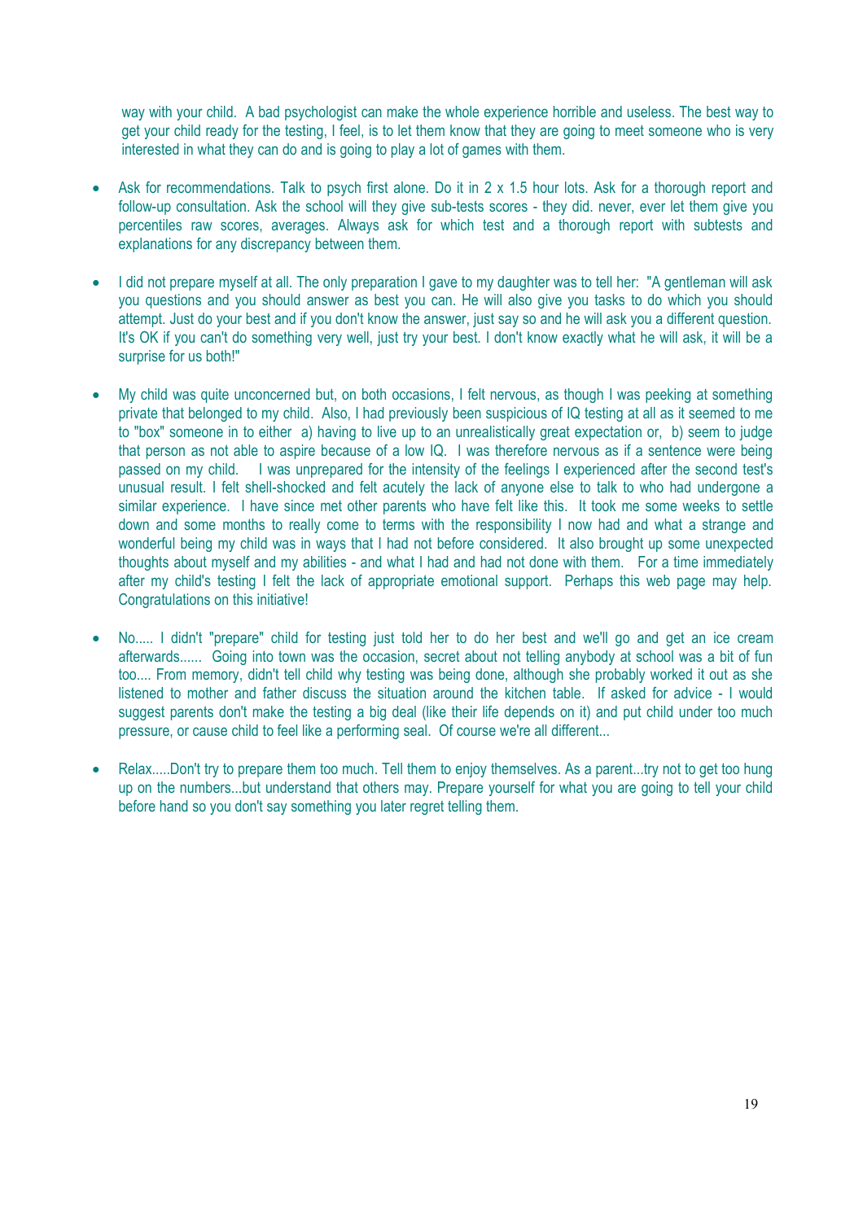way with your child. A bad psychologist can make the whole experience horrible and useless. The best way to get your child ready for the testing, I feel, is to let them know that they are going to meet someone who is very interested in what they can do and is going to play a lot of games with them.

- Ask for recommendations. Talk to psych first alone. Do it in 2 x 1.5 hour lots. Ask for a thorough report and follow-up consultation. Ask the school will they give sub-tests scores - they did. never, ever let them give you percentiles raw scores, averages. Always ask for which test and a thorough report with subtests and explanations for any discrepancy between them.

- I did not prepare myself at all. The only preparation I gave to my daughter was to tell her: "A gentleman will ask you questions and you should answer as best you can. He will also give you tasks to do which you should attempt. Just do your best and if you don't know the answer, just say so and he will ask you a different question. It's OK if you can't do something very well, just try your best. I don't know exactly what he will ask, it will be a surprise for us both!"

- My child was quite unconcerned but, on both occasions, I felt nervous, as though I was peeking at something private that belonged to my child. Also, I had previously been suspicious of IQ testing at all as it seemed to me to "box" someone in to either a) having to live up to an unrealistically great expectation or, b) seem to judge that person as not able to aspire because of a low IQ. I was therefore nervous as if a sentence were being passed on my child. I was unprepared for the intensity of the feelings I experienced after the second test's unusual result. I felt shell-shocked and felt acutely the lack of anyone else to talk to who had undergone a similar experience. I have since met other parents who have felt like this. It took me some weeks to settle down and some months to really come to terms with the responsibility I now had and what a strange and wonderful being my child was in ways that I had not before considered. It also brought up some unexpected thoughts about myself and my abilities - and what I had and had not done with them. For a time immediately after my child's testing I felt the lack of appropriate emotional support. Perhaps this web page may help. Congratulations on this initiative!

- No..... I didn't "prepare" child for testing just told her to do her best and we'll go and get an ice cream afterwards...... Going into town was the occasion, secret about not telling anybody at school was a bit of fun too.... From memory, didn't tell child why testing was being done, although she probably worked it out as she listened to mother and father discuss the situation around the kitchen table. If asked for advice - I would suggest parents don't make the testing a big deal (like their life depends on it) and put child under too much pressure, or cause child to feel like a performing seal. Of course we're all different...

- Relax.....Don't try to prepare them too much. Tell them to enjoy themselves. As a parent...try not to get too hung up on the numbers...but understand that others may. Prepare yourself for what you are going to tell your child before hand so you don't say something you later regret telling them.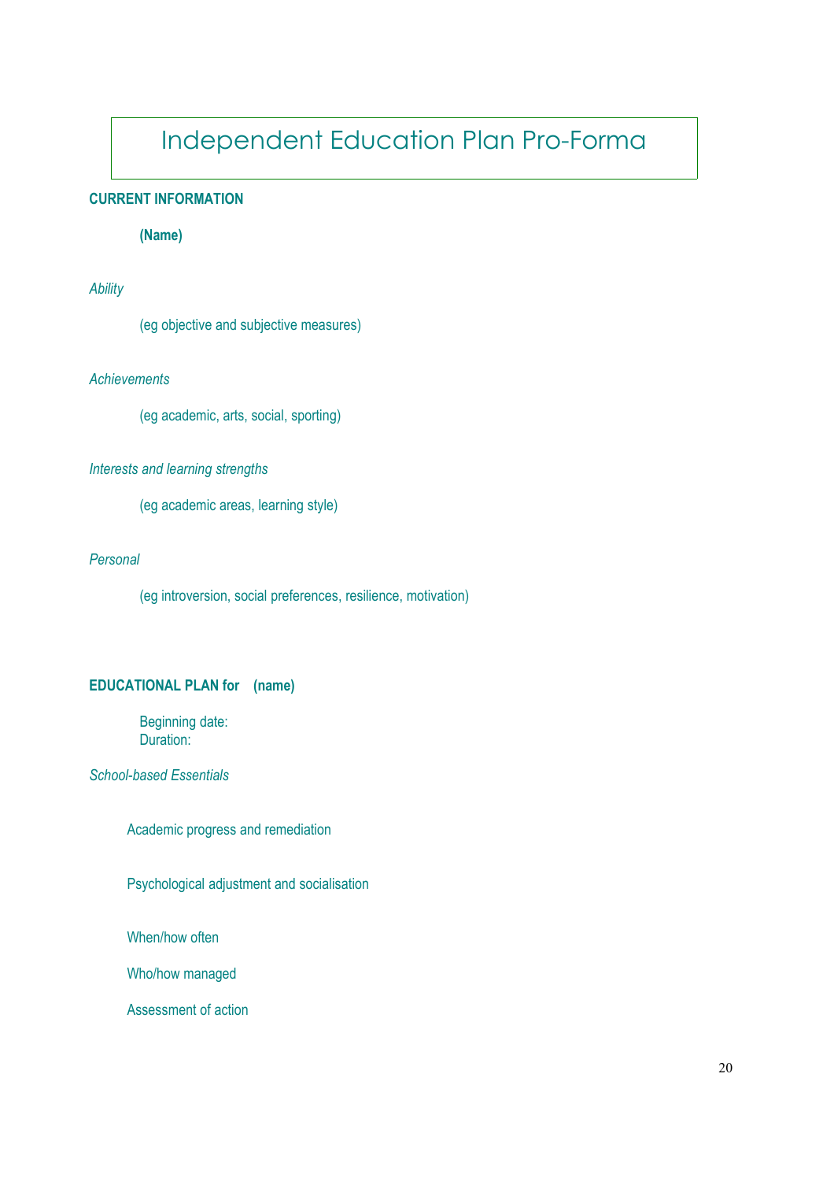# Independent Education Plan Pro-Forma

**CURRENT INFORMATION**

**(Name)**

*Ability*

(eg objective and subjective measures)

*Achievements*

(eg academic, arts, social, sporting)

*Interests and learning strengths*

(eg academic areas, learning style)

*Personal*

(eg introversion, social preferences, resilience, motivation)

**EDUCATIONAL PLAN for (name)**

Beginning date:
Duration:

*School-based Essentials*

Academic progress and remediation

Psychological adjustment and socialisation

When/how often

Who/how managed

Assessment of action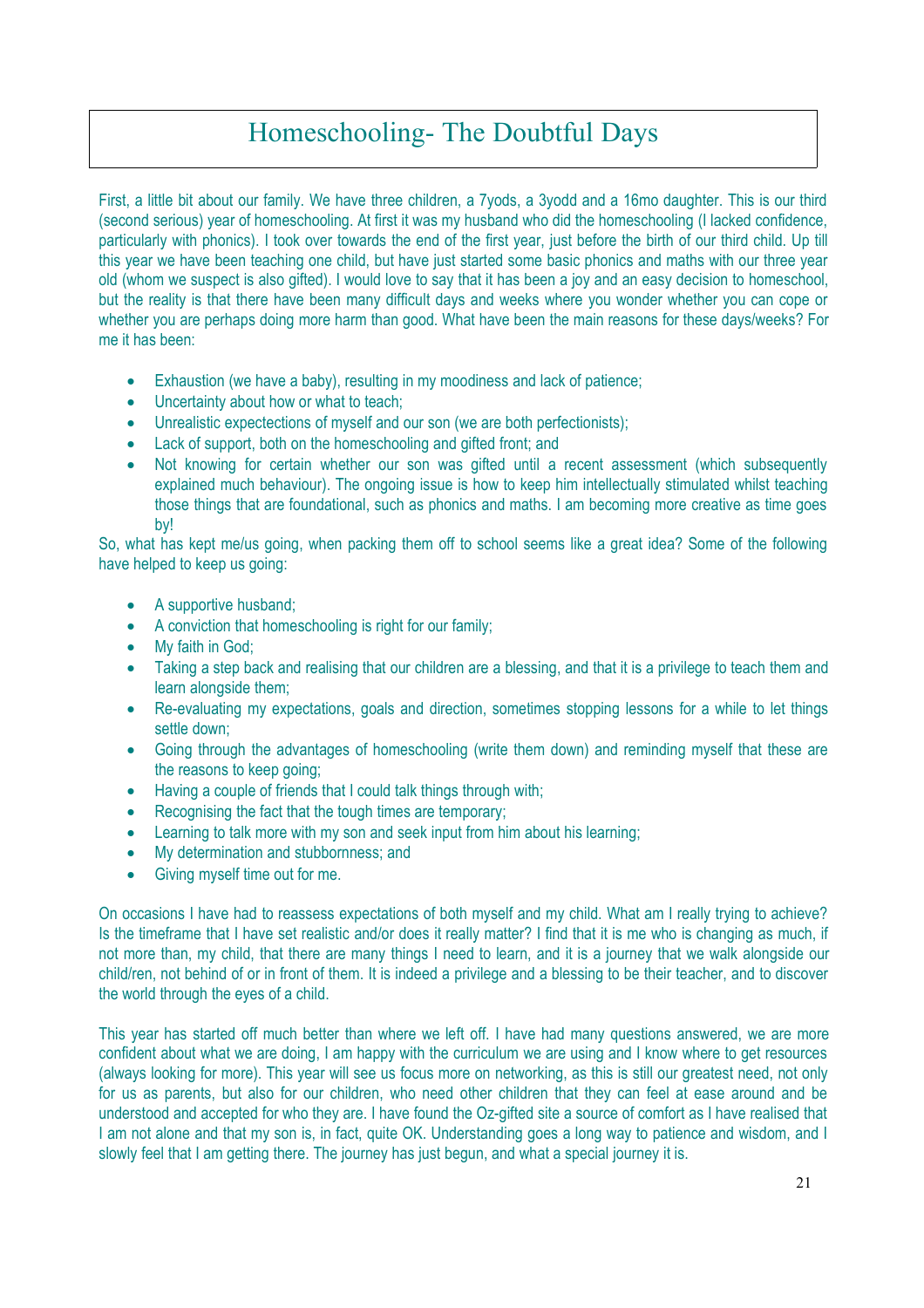# Homeschooling- The Doubtful Days

First, a little bit about our family. We have three children, a 7yods, a 3yodd and a 16mo daughter. This is our third (second serious) year of homeschooling. At first it was my husband who did the homeschooling (I lacked confidence, particularly with phonics). I took over towards the end of the first year, just before the birth of our third child. Up till this year we have been teaching one child, but have just started some basic phonics and maths with our three year old (whom we suspect is also gifted). I would love to say that it has been a joy and an easy decision to homeschool, but the reality is that there have been many difficult days and weeks where you wonder whether you can cope or whether you are perhaps doing more harm than good. What have been the main reasons for these days/weeks? For me it has been:

- Exhaustion (we have a baby), resulting in my moodiness and lack of patience;
- Uncertainty about how or what to teach;
- Unrealistic expectections of myself and our son (we are both perfectionists);
- Lack of support, both on the homeschooling and gifted front; and
- Not knowing for certain whether our son was gifted until a recent assessment (which subsequently explained much behaviour). The ongoing issue is how to keep him intellectually stimulated whilst teaching those things that are foundational, such as phonics and maths. I am becoming more creative as time goes by!

So, what has kept me/us going, when packing them off to school seems like a great idea? Some of the following have helped to keep us going:

- A supportive husband;
- A conviction that homeschooling is right for our family;
- My faith in God;
- Taking a step back and realising that our children are a blessing, and that it is a privilege to teach them and learn alongside them;
- Re-evaluating my expectations, goals and direction, sometimes stopping lessons for a while to let things settle down;
- Going through the advantages of homeschooling (write them down) and reminding myself that these are the reasons to keep going;
- Having a couple of friends that I could talk things through with;
- Recognising the fact that the tough times are temporary;
- Learning to talk more with my son and seek input from him about his learning;
- My determination and stubbornness; and
- Giving myself time out for me.

On occasions I have had to reassess expectations of both myself and my child. What am I really trying to achieve? Is the timeframe that I have set realistic and/or does it really matter? I find that it is me who is changing as much, if not more than, my child, that there are many things I need to learn, and it is a journey that we walk alongside our child/ren, not behind of or in front of them. It is indeed a privilege and a blessing to be their teacher, and to discover the world through the eyes of a child.

This year has started off much better than where we left off. I have had many questions answered, we are more confident about what we are doing, I am happy with the curriculum we are using and I know where to get resources (always looking for more). This year will see us focus more on networking, as this is still our greatest need, not only for us as parents, but also for our children, who need other children that they can feel at ease around and be understood and accepted for who they are. I have found the Oz-gifted site a source of comfort as I have realised that I am not alone and that my son is, in fact, quite OK. Understanding goes a long way to patience and wisdom, and I slowly feel that I am getting there. The journey has just begun, and what a special journey it is.